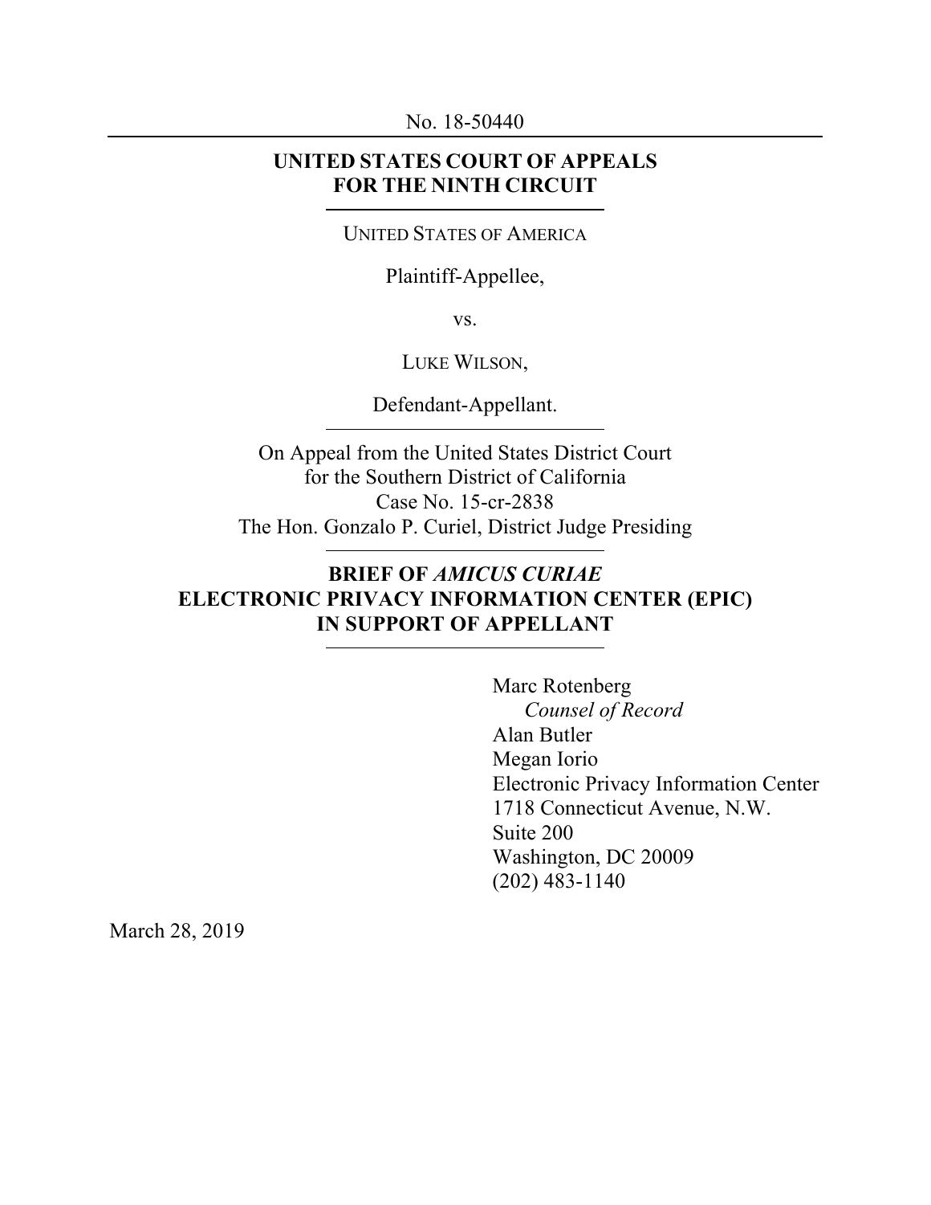No. 18-50440

---

**UNITED STATES COURT OF APPEALS FOR THE NINTH CIRCUIT**

UNITED STATES OF AMERICA

Plaintiff-Appellee,

vs.

LUKE WILSON,

Defendant-Appellant.

---

On Appeal from the United States District Court for the Southern District of California
Case No. 15-cr-2838
The Hon. Gonzalo P. Curiel, District Judge Presiding

---

**BRIEF OF *AMICUS CURIAE* ELECTRONIC PRIVACY INFORMATION CENTER (EPIC) IN SUPPORT OF APPELLANT**

---

Marc Rotenberg
*Counsel of Record*
Alan Butler
Megan Iorio
Electronic Privacy Information Center
1718 Connecticut Avenue, N.W.
Suite 200
Washington, DC 20009
(202) 483-1140

March 28, 2019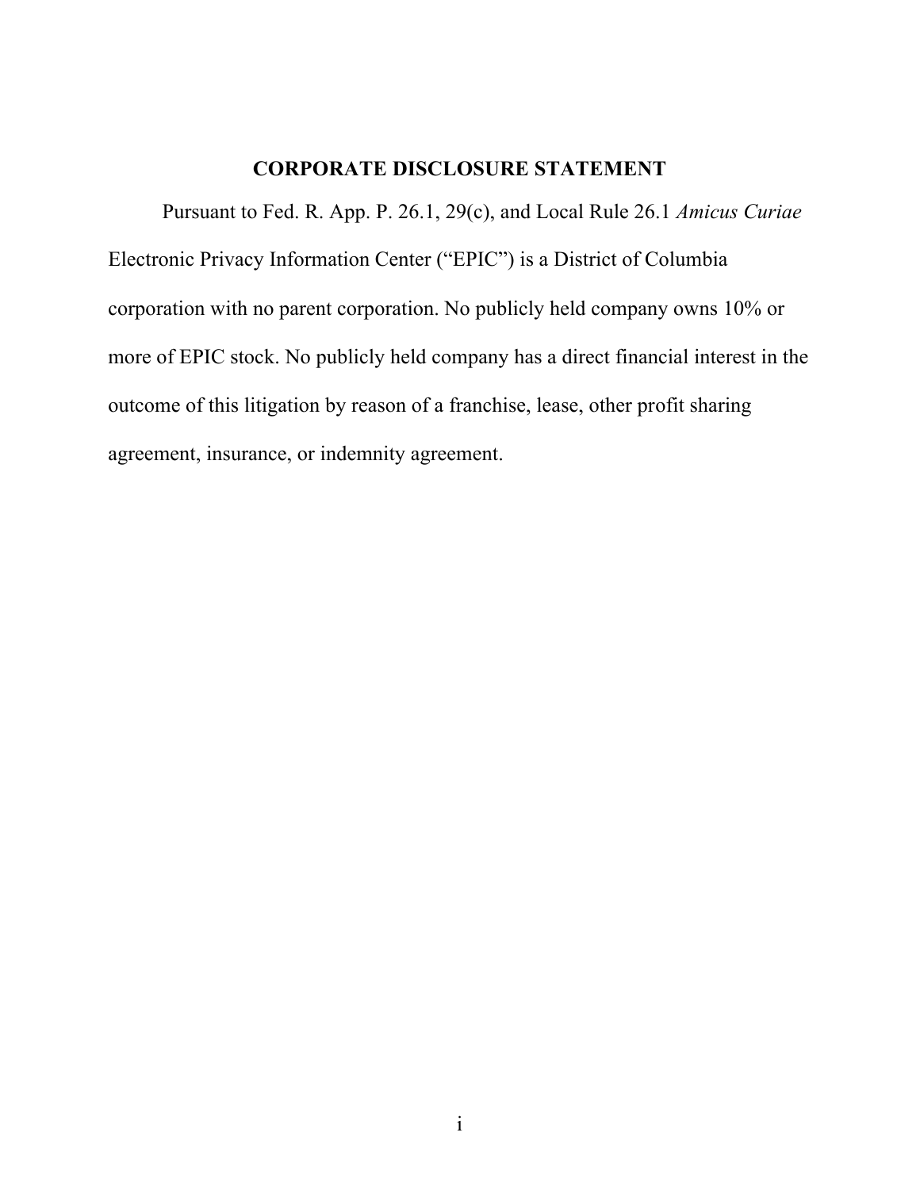## CORPORATE DISCLOSURE STATEMENT

Pursuant to Fed. R. App. P. 26.1, 29(c), and Local Rule 26.1 *Amicus Curiae* Electronic Privacy Information Center ("EPIC") is a District of Columbia corporation with no parent corporation. No publicly held company owns 10% or more of EPIC stock. No publicly held company has a direct financial interest in the outcome of this litigation by reason of a franchise, lease, other profit sharing agreement, insurance, or indemnity agreement.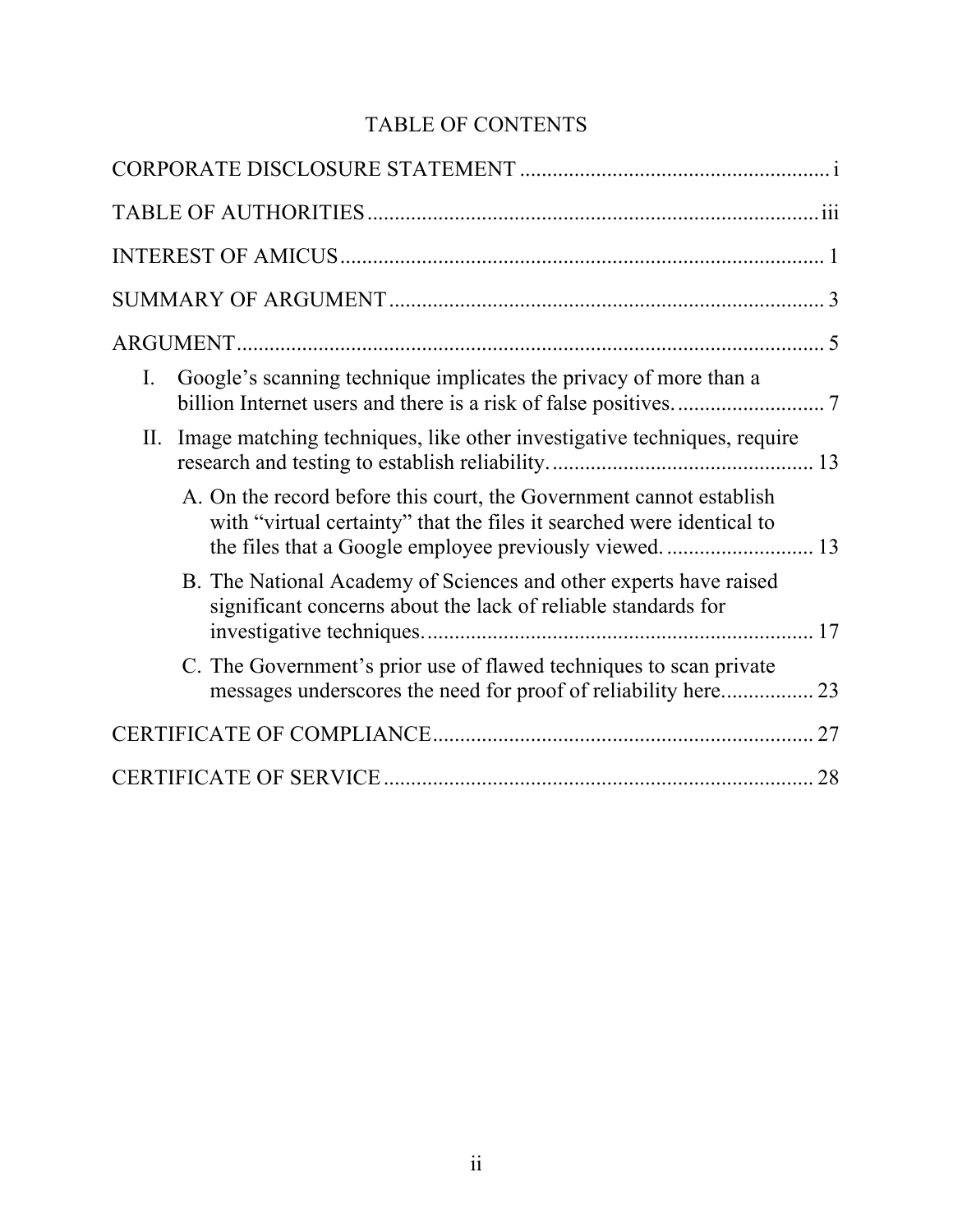# TABLE OF CONTENTS

CORPORATE DISCLOSURE STATEMENT ........................................................ i

TABLE OF AUTHORITIES .................................................................................. iii

INTEREST OF AMICUS ........................................................................................ 1

SUMMARY OF ARGUMENT ............................................................................... 3

ARGUMENT ........................................................................................................... 5

- I. Google's scanning technique implicates the privacy of more than a billion Internet users and there is a risk of false positives. ........................... 7
- II. Image matching techniques, like other investigative techniques, require research and testing to establish reliability. ............................................... 13
  - A. On the record before this court, the Government cannot establish with "virtual certainty" that the files it searched were identical to the files that a Google employee previously viewed. ........................... 13
  - B. The National Academy of Sciences and other experts have raised significant concerns about the lack of reliable standards for investigative techniques. ....................................................................... 17
  - C. The Government's prior use of flawed techniques to scan private messages underscores the need for proof of reliability here................. 23

CERTIFICATE OF COMPLIANCE ...................................................................... 27

CERTIFICATE OF SERVICE ............................................................................... 28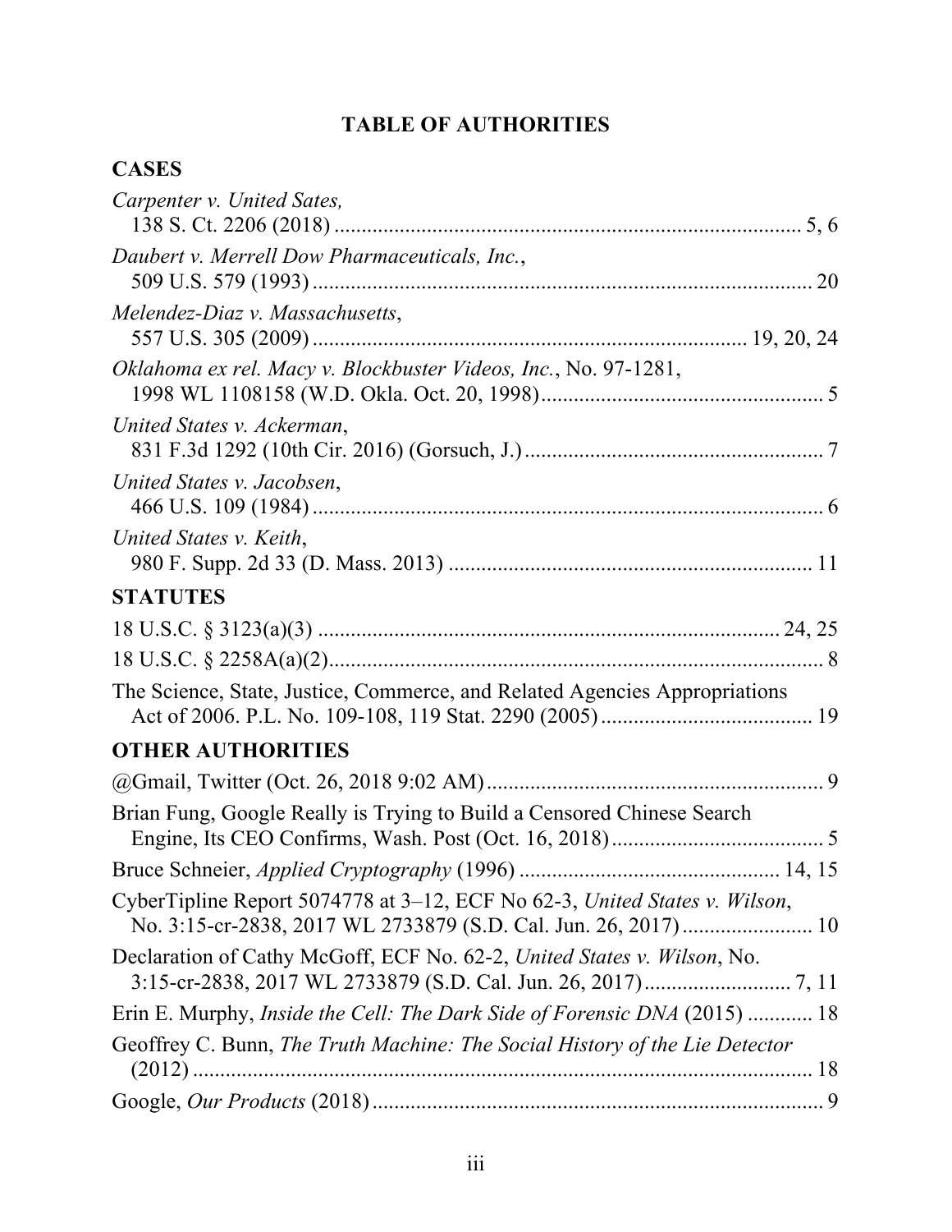# TABLE OF AUTHORITIES

## CASES

*Carpenter v. United Sates*, 138 S. Ct. 2206 (2018) .......................................................................................... 5, 6

*Daubert v. Merrell Dow Pharmaceuticals, Inc.*, 509 U.S. 579 (1993) .............................................................................................. 20

*Melendez-Diaz v. Massachusetts*, 557 U.S. 305 (2009) ............................................................................... 19, 20, 24

*Oklahoma ex rel. Macy v. Blockbuster Videos, Inc.*, No. 97-1281, 1998 WL 1108158 (W.D. Okla. Oct. 20, 1998) .................................................... 5

*United States v. Ackerman*, 831 F.3d 1292 (10th Cir. 2016) (Gorsuch, J.) ....................................................... 7

*United States v. Jacobsen*, 466 U.S. 109 (1984) .............................................................................................. 6

*United States v. Keith*, 980 F. Supp. 2d 33 (D. Mass. 2013) ................................................................... 11

## STATUTES

18 U.S.C. § 3123(a)(3) ................................................................................... 24, 25

18 U.S.C. § 2258A(a)(2) ........................................................................................... 8

The Science, State, Justice, Commerce, and Related Agencies Appropriations Act of 2006. P.L. No. 109-108, 119 Stat. 2290 (2005) ....................................... 19

## OTHER AUTHORITIES

@Gmail, Twitter (Oct. 26, 2018 9:02 AM) ............................................................. 9

Brian Fung, Google Really is Trying to Build a Censored Chinese Search Engine, Its CEO Confirms, Wash. Post (Oct. 16, 2018) ....................................... 5

Bruce Schneier, *Applied Cryptography* (1996) ............................................... 14, 15

CyberTipline Report 5074778 at 3–12, ECF No 62-3, *United States v. Wilson*, No. 3:15-cr-2838, 2017 WL 2733879 (S.D. Cal. Jun. 26, 2017) ........................ 10

Declaration of Cathy McGoff, ECF No. 62-2, *United States v. Wilson*, No. 3:15-cr-2838, 2017 WL 2733879 (S.D. Cal. Jun. 26, 2017) .......................... 7, 11

Erin E. Murphy, *Inside the Cell: The Dark Side of Forensic DNA* (2015) ............ 18

Geoffrey C. Bunn, *The Truth Machine: The Social History of the Lie Detector* (2012) .................................................................................................. 18

Google, *Our Products* (2018) .................................................................................. 9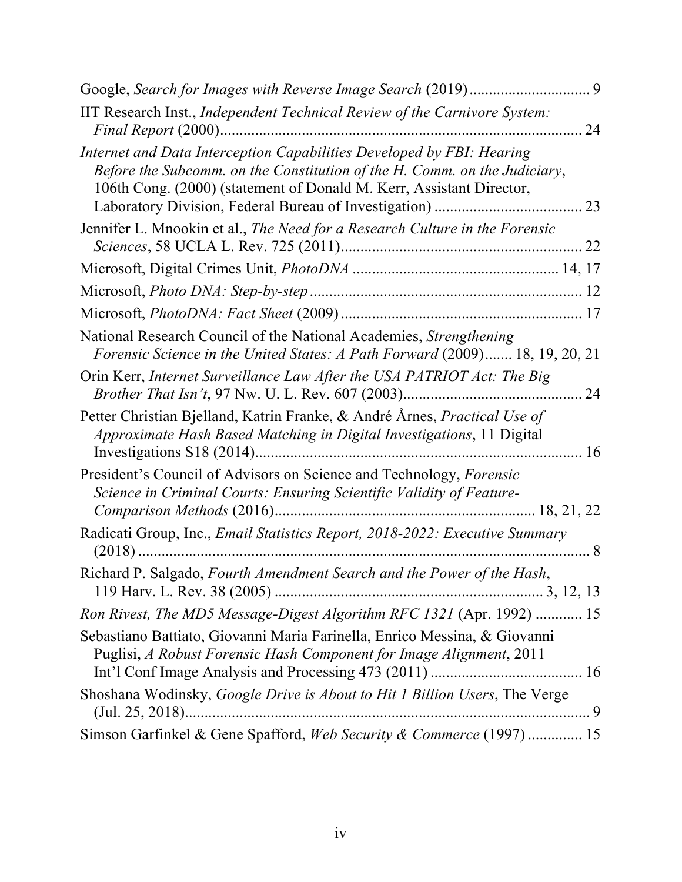Google, *Search for Images with Reverse Image Search* (2019) ............................... 9

IIT Research Inst., *Independent Technical Review of the Carnivore System: Final Report* (2000).............................................................................................. 24

*Internet and Data Interception Capabilities Developed by FBI: Hearing Before the Subcomm. on the Constitution of the H. Comm. on the Judiciary*, 106th Cong. (2000) (statement of Donald M. Kerr, Assistant Director, Laboratory Division, Federal Bureau of Investigation) ..................................... 23

Jennifer L. Mnookin et al., *The Need for a Research Culture in the Forensic Sciences*, 58 UCLA L. Rev. 725 (2011)............................................................. 22

Microsoft, Digital Crimes Unit, *PhotoDNA* .................................................... 14, 17

Microsoft, *Photo DNA: Step-by-step* ..................................................................... 12

Microsoft, *PhotoDNA: Fact Sheet* (2009) ............................................................. 17

National Research Council of the National Academies, *Strengthening Forensic Science in the United States: A Path Forward* (2009)....... 18, 19, 20, 21

Orin Kerr, *Internet Surveillance Law After the USA PATRIOT Act: The Big Brother That Isn't*, 97 Nw. U. L. Rev. 607 (2003).............................................. 24

Petter Christian Bjelland, Katrin Franke, & André Årnes, *Practical Use of Approximate Hash Based Matching in Digital Investigations*, 11 Digital Investigations S18 (2014).................................................................................... 16

President's Council of Advisors on Science and Technology, *Forensic Science in Criminal Courts: Ensuring Scientific Validity of Feature-Comparison Methods* (2016).................................................................. 18, 21, 22

Radicati Group, Inc., *Email Statistics Report, 2018-2022: Executive Summary* (2018) ..................................................................................................... 8

Richard P. Salgado, *Fourth Amendment Search and the Power of the Hash*, 119 Harv. L. Rev. 38 (2005) ..................................................................... 3, 12, 13

*Ron Rivest, The MD5 Message-Digest Algorithm RFC 1321* (Apr. 1992) ............ 15

Sebastiano Battiato, Giovanni Maria Farinella, Enrico Messina, & Giovanni Puglisi, *A Robust Forensic Hash Component for Image Alignment*, 2011 Int'l Conf Image Analysis and Processing 473 (2011) ....................................... 16

Shoshana Wodinsky, *Google Drive is About to Hit 1 Billion Users*, The Verge (Jul. 25, 2018)......................................................................................................... 9

Simson Garfinkel & Gene Spafford, *Web Security & Commerce* (1997) .............. 15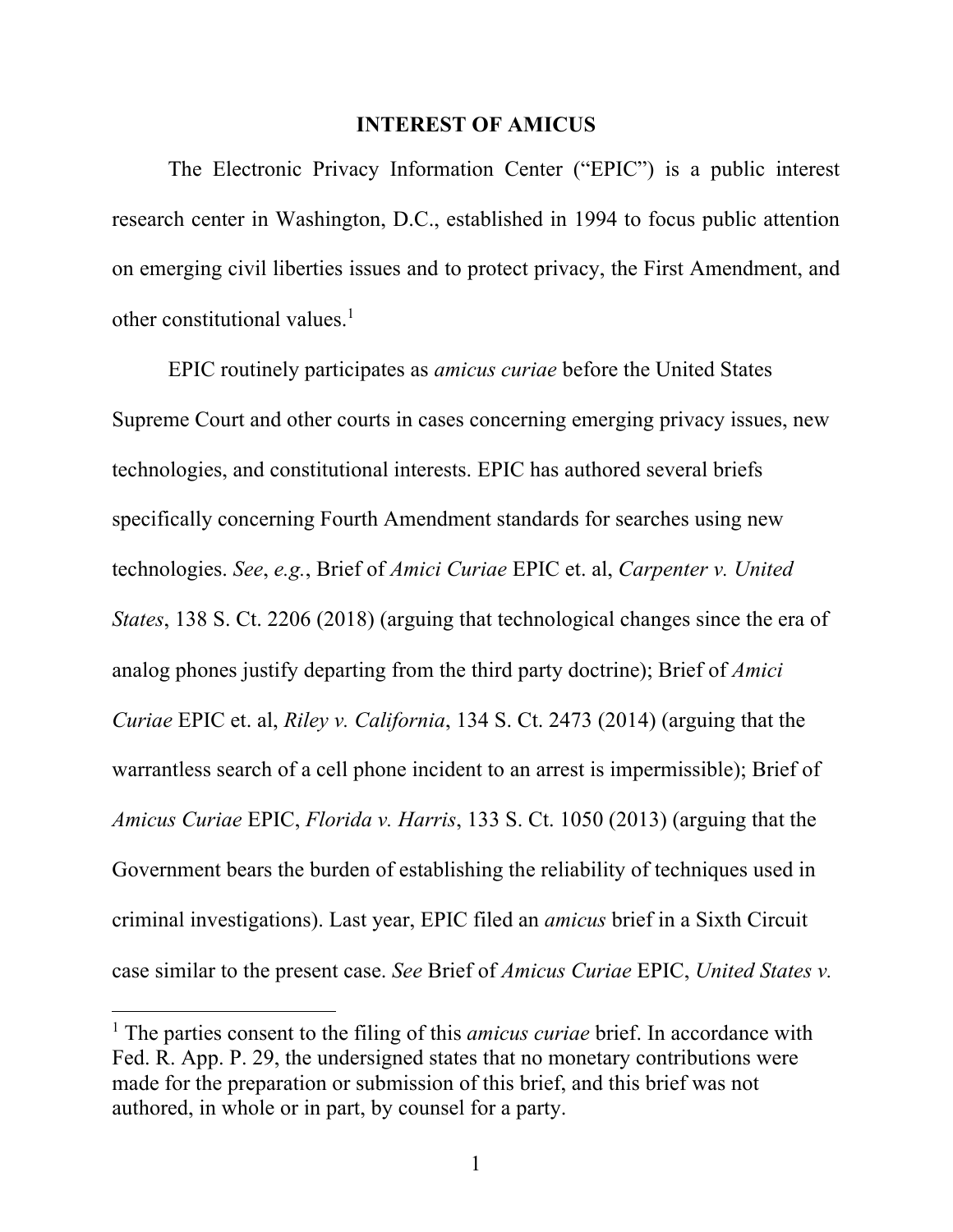## INTEREST OF AMICUS

The Electronic Privacy Information Center ("EPIC") is a public interest research center in Washington, D.C., established in 1994 to focus public attention on emerging civil liberties issues and to protect privacy, the First Amendment, and other constitutional values.[1]

EPIC routinely participates as *amicus curiae* before the United States Supreme Court and other courts in cases concerning emerging privacy issues, new technologies, and constitutional interests. EPIC has authored several briefs specifically concerning Fourth Amendment standards for searches using new technologies. *See*, *e.g.*, Brief of *Amici Curiae* EPIC et. al, *Carpenter v. United States*, 138 S. Ct. 2206 (2018) (arguing that technological changes since the era of analog phones justify departing from the third party doctrine); Brief of *Amici Curiae* EPIC et. al, *Riley v. California*, 134 S. Ct. 2473 (2014) (arguing that the warrantless search of a cell phone incident to an arrest is impermissible); Brief of *Amicus Curiae* EPIC, *Florida v. Harris*, 133 S. Ct. 1050 (2013) (arguing that the Government bears the burden of establishing the reliability of techniques used in criminal investigations). Last year, EPIC filed an *amicus* brief in a Sixth Circuit case similar to the present case. *See* Brief of *Amicus Curiae* EPIC, *United States v.*

---

[1] The parties consent to the filing of this *amicus curiae* brief. In accordance with Fed. R. App. P. 29, the undersigned states that no monetary contributions were made for the preparation or submission of this brief, and this brief was not authored, in whole or in part, by counsel for a party.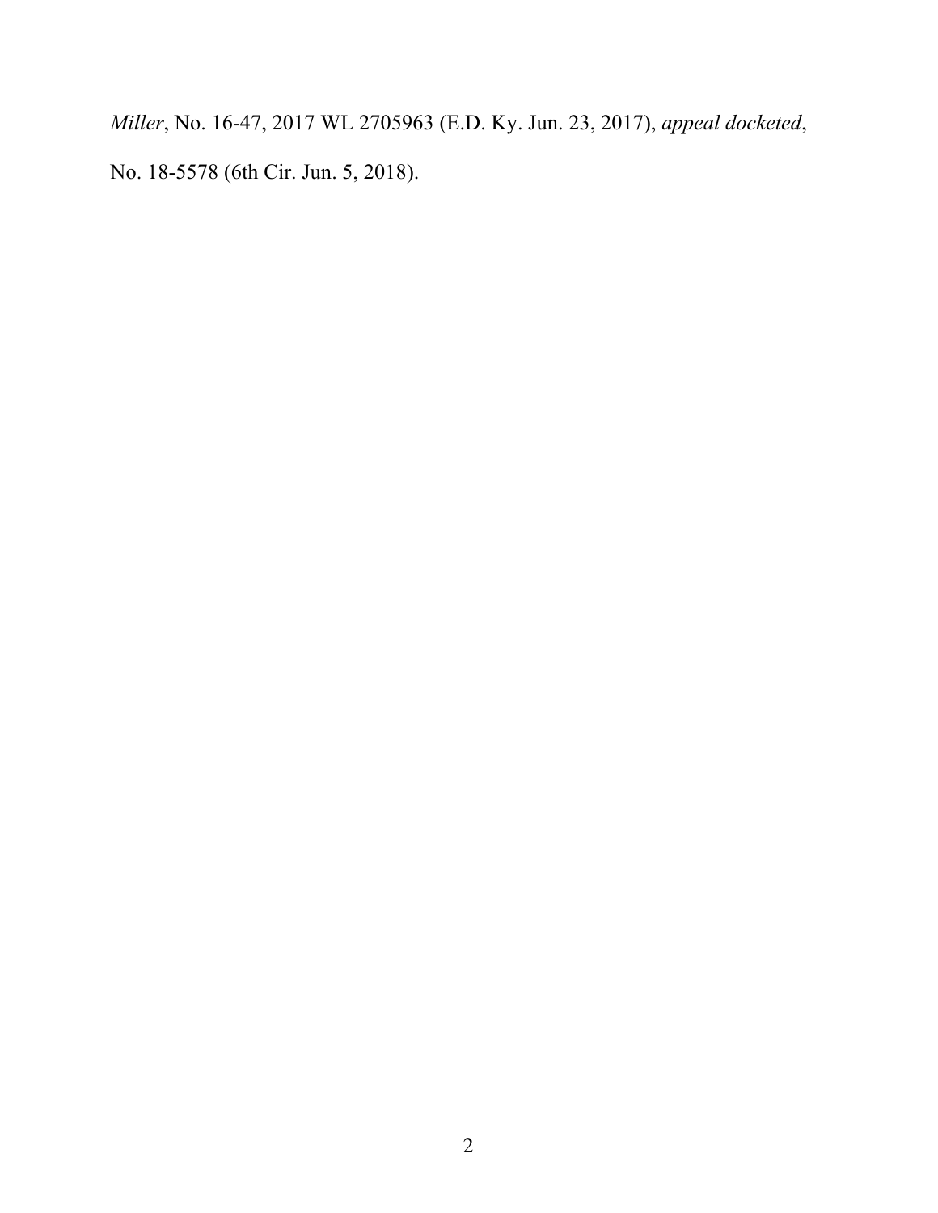*Miller*, No. 16-47, 2017 WL 2705963 (E.D. Ky. Jun. 23, 2017), *appeal docketed*, No. 18-5578 (6th Cir. Jun. 5, 2018).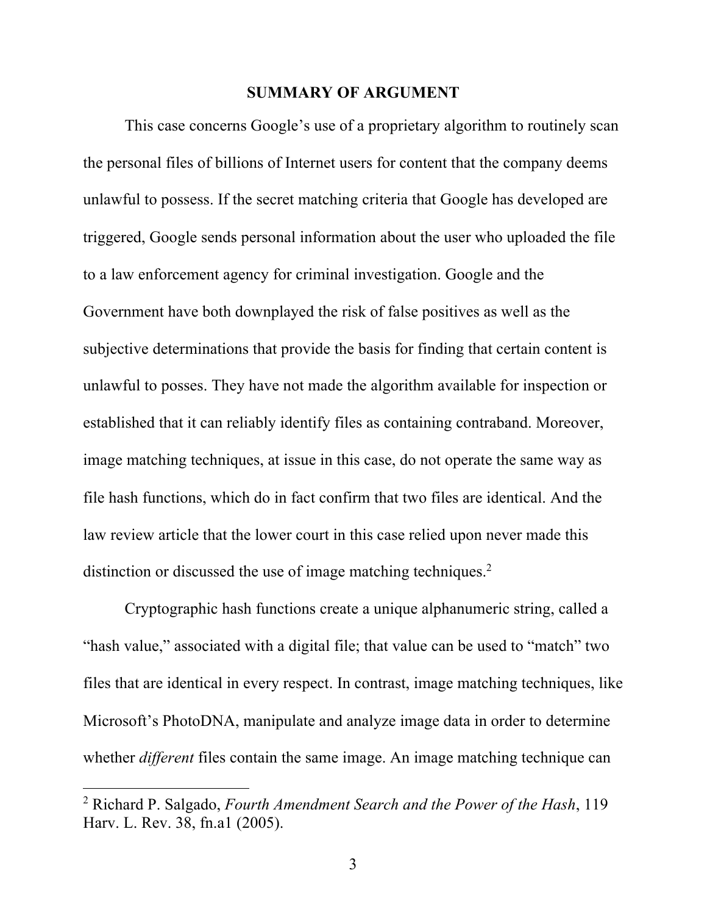## SUMMARY OF ARGUMENT

This case concerns Google's use of a proprietary algorithm to routinely scan the personal files of billions of Internet users for content that the company deems unlawful to possess. If the secret matching criteria that Google has developed are triggered, Google sends personal information about the user who uploaded the file to a law enforcement agency for criminal investigation. Google and the Government have both downplayed the risk of false positives as well as the subjective determinations that provide the basis for finding that certain content is unlawful to posses. They have not made the algorithm available for inspection or established that it can reliably identify files as containing contraband. Moreover, image matching techniques, at issue in this case, do not operate the same way as file hash functions, which do in fact confirm that two files are identical. And the law review article that the lower court in this case relied upon never made this distinction or discussed the use of image matching techniques.[2]

Cryptographic hash functions create a unique alphanumeric string, called a "hash value," associated with a digital file; that value can be used to "match" two files that are identical in every respect. In contrast, image matching techniques, like Microsoft's PhotoDNA, manipulate and analyze image data in order to determine whether *different* files contain the same image. An image matching technique can

---

[2] Richard P. Salgado, *Fourth Amendment Search and the Power of the Hash*, 119 Harv. L. Rev. 38, fn.a1 (2005).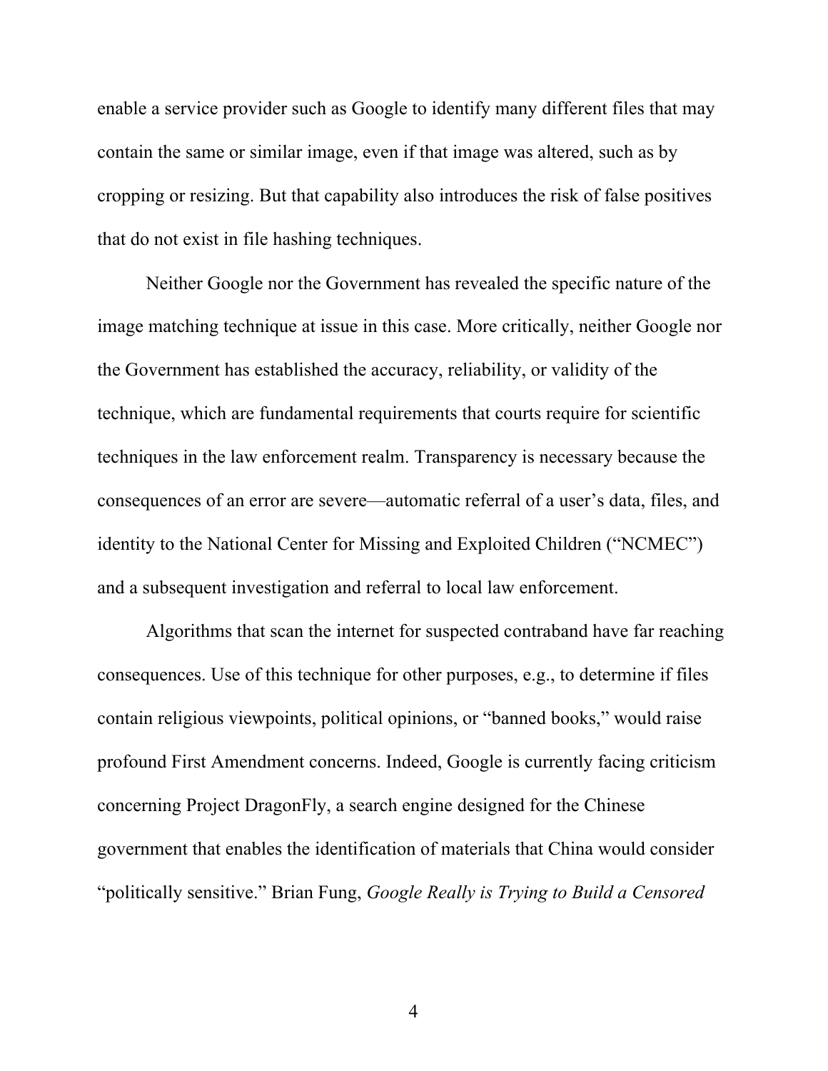enable a service provider such as Google to identify many different files that may contain the same or similar image, even if that image was altered, such as by cropping or resizing. But that capability also introduces the risk of false positives that do not exist in file hashing techniques.

Neither Google nor the Government has revealed the specific nature of the image matching technique at issue in this case. More critically, neither Google nor the Government has established the accuracy, reliability, or validity of the technique, which are fundamental requirements that courts require for scientific techniques in the law enforcement realm. Transparency is necessary because the consequences of an error are severe—automatic referral of a user's data, files, and identity to the National Center for Missing and Exploited Children ("NCMEC") and a subsequent investigation and referral to local law enforcement.

Algorithms that scan the internet for suspected contraband have far reaching consequences. Use of this technique for other purposes, e.g., to determine if files contain religious viewpoints, political opinions, or "banned books," would raise profound First Amendment concerns. Indeed, Google is currently facing criticism concerning Project DragonFly, a search engine designed for the Chinese government that enables the identification of materials that China would consider "politically sensitive." Brian Fung, *Google Really is Trying to Build a Censored*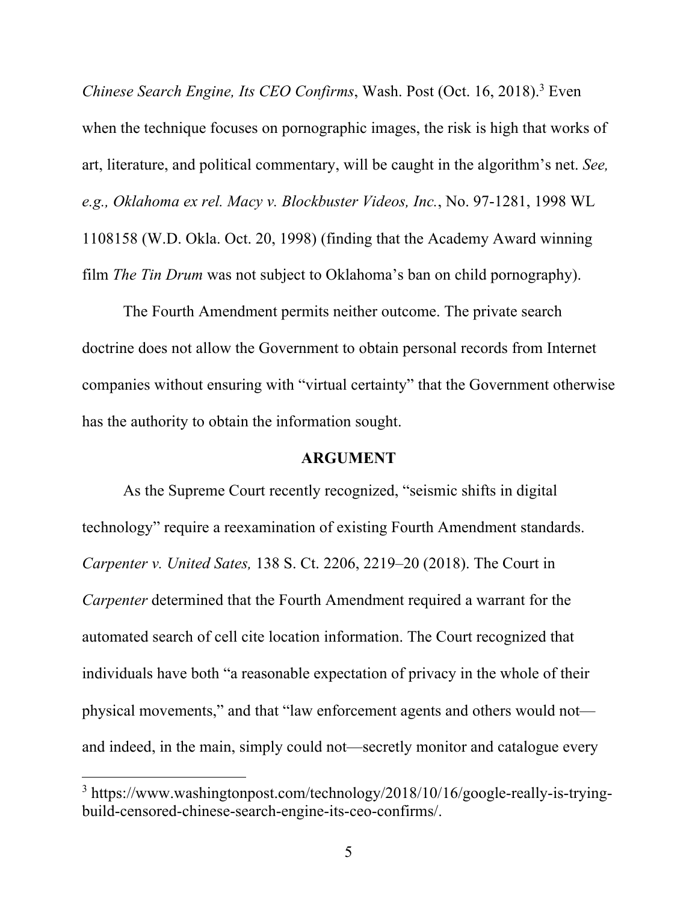*Chinese Search Engine, Its CEO Confirms*, Wash. Post (Oct. 16, 2018).[3] Even when the technique focuses on pornographic images, the risk is high that works of art, literature, and political commentary, will be caught in the algorithm's net. *See, e.g., Oklahoma ex rel. Macy v. Blockbuster Videos, Inc.*, No. 97-1281, 1998 WL 1108158 (W.D. Okla. Oct. 20, 1998) (finding that the Academy Award winning film *The Tin Drum* was not subject to Oklahoma's ban on child pornography).

The Fourth Amendment permits neither outcome. The private search doctrine does not allow the Government to obtain personal records from Internet companies without ensuring with "virtual certainty" that the Government otherwise has the authority to obtain the information sought.

## ARGUMENT

As the Supreme Court recently recognized, "seismic shifts in digital technology" require a reexamination of existing Fourth Amendment standards. *Carpenter v. United Sates,* 138 S. Ct. 2206, 2219–20 (2018). The Court in *Carpenter* determined that the Fourth Amendment required a warrant for the automated search of cell cite location information. The Court recognized that individuals have both "a reasonable expectation of privacy in the whole of their physical movements," and that "law enforcement agents and others would not—and indeed, in the main, simply could not—secretly monitor and catalogue every

---

[3] https://www.washingtonpost.com/technology/2018/10/16/google-really-is-trying-build-censored-chinese-search-engine-its-ceo-confirms/.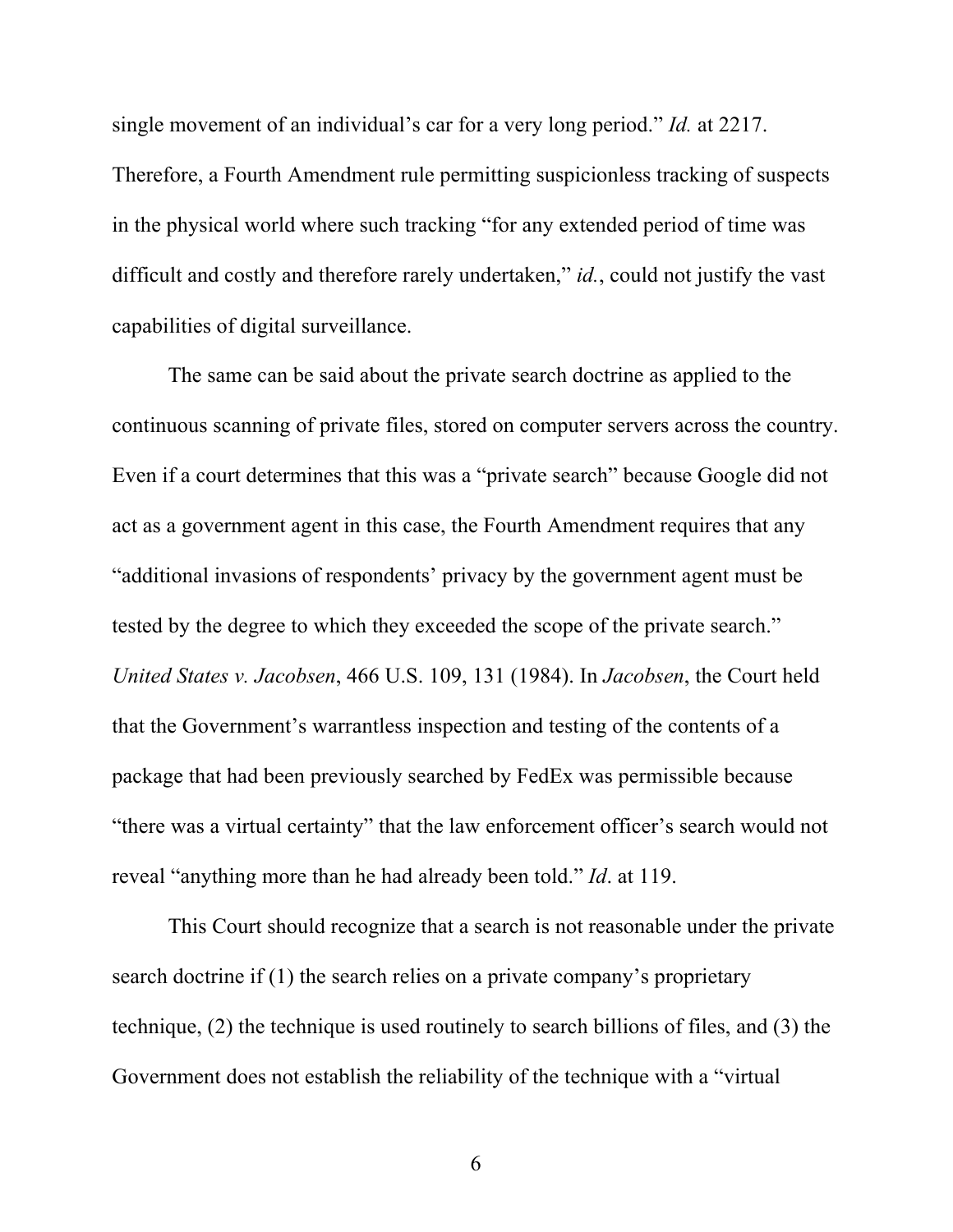single movement of an individual's car for a very long period." *Id.* at 2217. Therefore, a Fourth Amendment rule permitting suspicionless tracking of suspects in the physical world where such tracking "for any extended period of time was difficult and costly and therefore rarely undertaken," *id.*, could not justify the vast capabilities of digital surveillance.

The same can be said about the private search doctrine as applied to the continuous scanning of private files, stored on computer servers across the country. Even if a court determines that this was a "private search" because Google did not act as a government agent in this case, the Fourth Amendment requires that any "additional invasions of respondents' privacy by the government agent must be tested by the degree to which they exceeded the scope of the private search." *United States v. Jacobsen*, 466 U.S. 109, 131 (1984). In *Jacobsen*, the Court held that the Government's warrantless inspection and testing of the contents of a package that had been previously searched by FedEx was permissible because "there was a virtual certainty" that the law enforcement officer's search would not reveal "anything more than he had already been told." *Id*. at 119.

This Court should recognize that a search is not reasonable under the private search doctrine if (1) the search relies on a private company's proprietary technique, (2) the technique is used routinely to search billions of files, and (3) the Government does not establish the reliability of the technique with a "virtual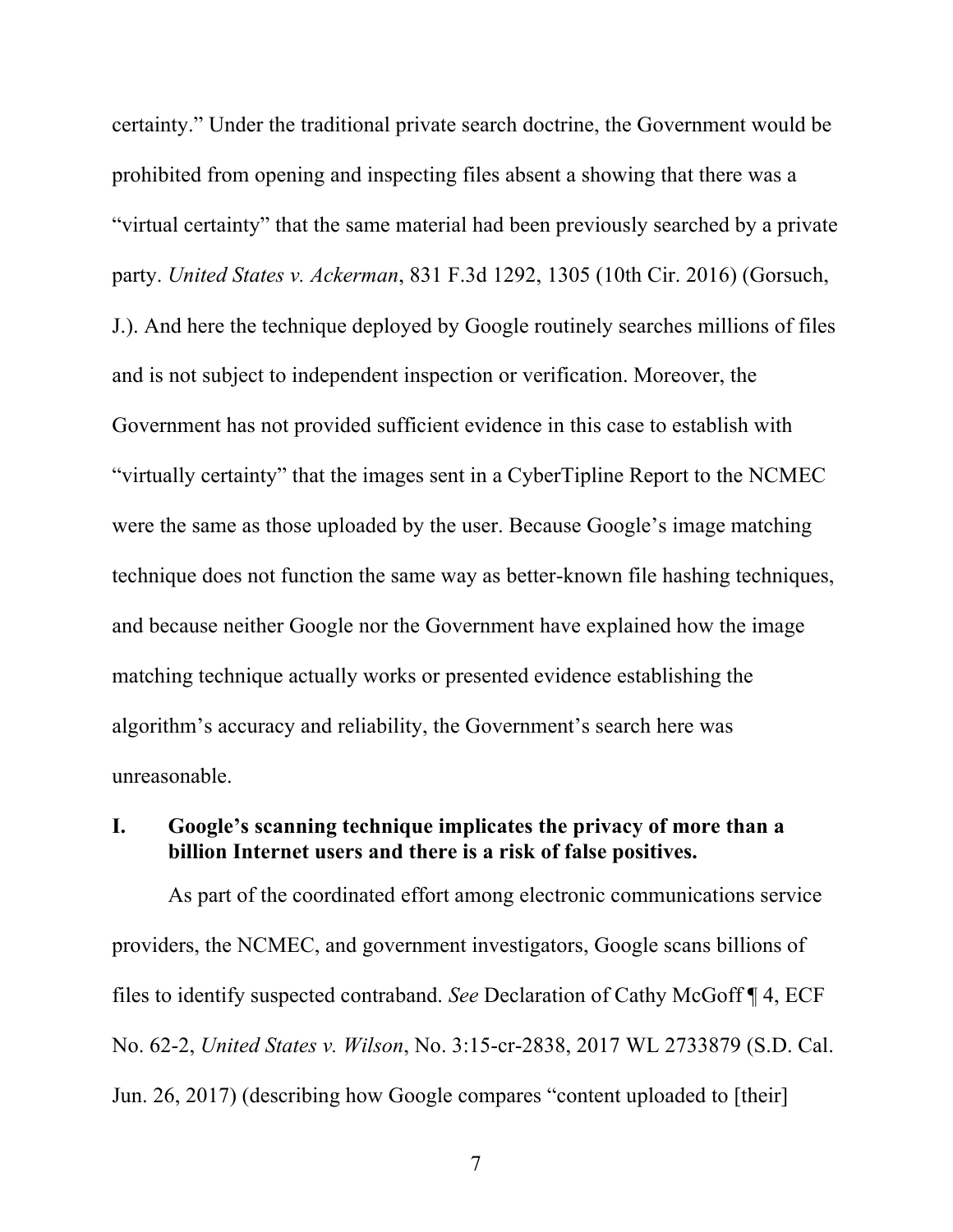certainty." Under the traditional private search doctrine, the Government would be prohibited from opening and inspecting files absent a showing that there was a "virtual certainty" that the same material had been previously searched by a private party. *United States v. Ackerman*, 831 F.3d 1292, 1305 (10th Cir. 2016) (Gorsuch, J.). And here the technique deployed by Google routinely searches millions of files and is not subject to independent inspection or verification. Moreover, the Government has not provided sufficient evidence in this case to establish with "virtually certainty" that the images sent in a CyberTipline Report to the NCMEC were the same as those uploaded by the user. Because Google's image matching technique does not function the same way as better-known file hashing techniques, and because neither Google nor the Government have explained how the image matching technique actually works or presented evidence establishing the algorithm's accuracy and reliability, the Government's search here was unreasonable.

## I. Google's scanning technique implicates the privacy of more than a billion Internet users and there is a risk of false positives.

As part of the coordinated effort among electronic communications service providers, the NCMEC, and government investigators, Google scans billions of files to identify suspected contraband. *See* Declaration of Cathy McGoff ¶ 4, ECF No. 62-2, *United States v. Wilson*, No. 3:15-cr-2838, 2017 WL 2733879 (S.D. Cal. Jun. 26, 2017) (describing how Google compares "content uploaded to [their]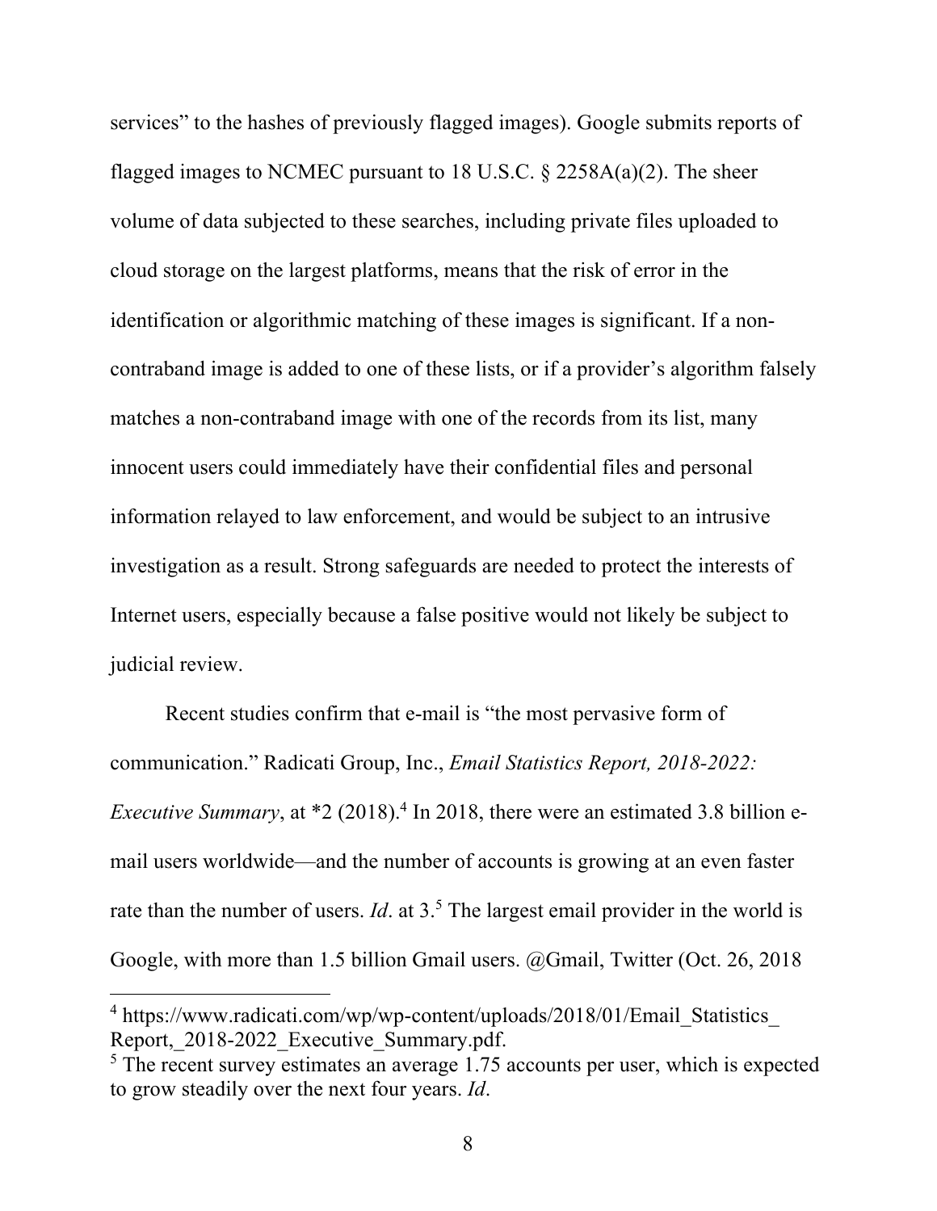services" to the hashes of previously flagged images). Google submits reports of flagged images to NCMEC pursuant to 18 U.S.C. § 2258A(a)(2). The sheer volume of data subjected to these searches, including private files uploaded to cloud storage on the largest platforms, means that the risk of error in the identification or algorithmic matching of these images is significant. If a non-contraband image is added to one of these lists, or if a provider's algorithm falsely matches a non-contraband image with one of the records from its list, many innocent users could immediately have their confidential files and personal information relayed to law enforcement, and would be subject to an intrusive investigation as a result. Strong safeguards are needed to protect the interests of Internet users, especially because a false positive would not likely be subject to judicial review.

Recent studies confirm that e-mail is "the most pervasive form of communication." Radicati Group, Inc., *Email Statistics Report, 2018-2022: Executive Summary*, at *2 (2018).[4] In 2018, there were an estimated 3.8 billion e-mail users worldwide—and the number of accounts is growing at an even faster rate than the number of users. *Id*. at 3.[5] The largest email provider in the world is Google, with more than 1.5 billion Gmail users. @Gmail, Twitter (Oct. 26, 2018

---

[4] https://www.radicati.com/wp/wp-content/uploads/2018/01/Email_Statistics_Report,_2018-2022_Executive_Summary.pdf.

[5] The recent survey estimates an average 1.75 accounts per user, which is expected to grow steadily over the next four years. *Id*.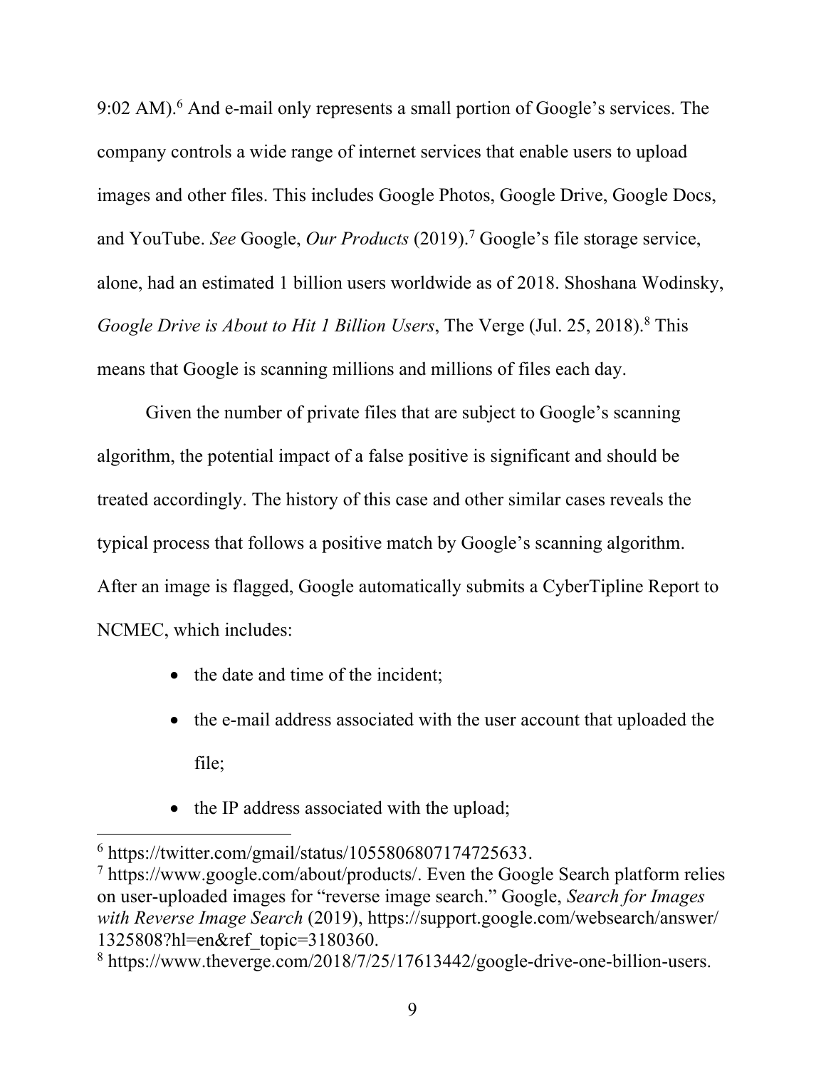9:02 AM).[6] And e-mail only represents a small portion of Google's services. The company controls a wide range of internet services that enable users to upload images and other files. This includes Google Photos, Google Drive, Google Docs, and YouTube. *See* Google, *Our Products* (2019).[7] Google's file storage service, alone, had an estimated 1 billion users worldwide as of 2018. Shoshana Wodinsky, *Google Drive is About to Hit 1 Billion Users*, The Verge (Jul. 25, 2018).[8] This means that Google is scanning millions and millions of files each day.

Given the number of private files that are subject to Google's scanning algorithm, the potential impact of a false positive is significant and should be treated accordingly. The history of this case and other similar cases reveals the typical process that follows a positive match by Google's scanning algorithm. After an image is flagged, Google automatically submits a CyberTipline Report to NCMEC, which includes:

- the date and time of the incident;
- the e-mail address associated with the user account that uploaded the file;
- the IP address associated with the upload;

---

[6] https://twitter.com/gmail/status/1055806807174725633.

[7] https://www.google.com/about/products/. Even the Google Search platform relies on user-uploaded images for "reverse image search." Google, *Search for Images with Reverse Image Search* (2019), https://support.google.com/websearch/answer/1325808?hl=en&ref_topic=3180360.

[8] https://www.theverge.com/2018/7/25/17613442/google-drive-one-billion-users.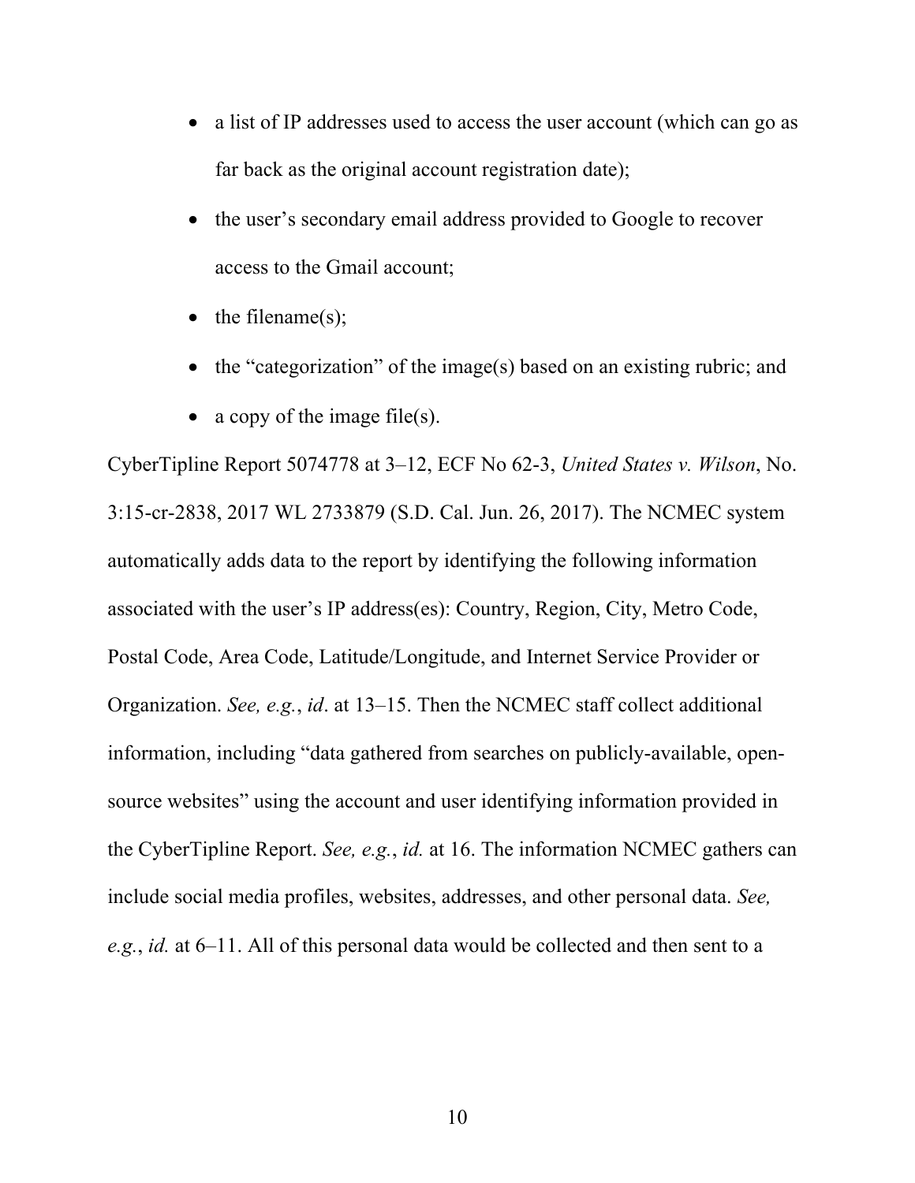- a list of IP addresses used to access the user account (which can go as far back as the original account registration date);
- the user's secondary email address provided to Google to recover access to the Gmail account;
- the filename(s);
- the "categorization" of the image(s) based on an existing rubric; and
- a copy of the image file(s).

CyberTipline Report 5074778 at 3–12, ECF No 62-3, *United States v. Wilson*, No. 3:15-cr-2838, 2017 WL 2733879 (S.D. Cal. Jun. 26, 2017). The NCMEC system automatically adds data to the report by identifying the following information associated with the user's IP address(es): Country, Region, City, Metro Code, Postal Code, Area Code, Latitude/Longitude, and Internet Service Provider or Organization. *See, e.g.*, *id*. at 13–15. Then the NCMEC staff collect additional information, including "data gathered from searches on publicly-available, open-source websites" using the account and user identifying information provided in the CyberTipline Report. *See, e.g.*, *id.* at 16. The information NCMEC gathers can include social media profiles, websites, addresses, and other personal data. *See, e.g.*, *id.* at 6–11. All of this personal data would be collected and then sent to a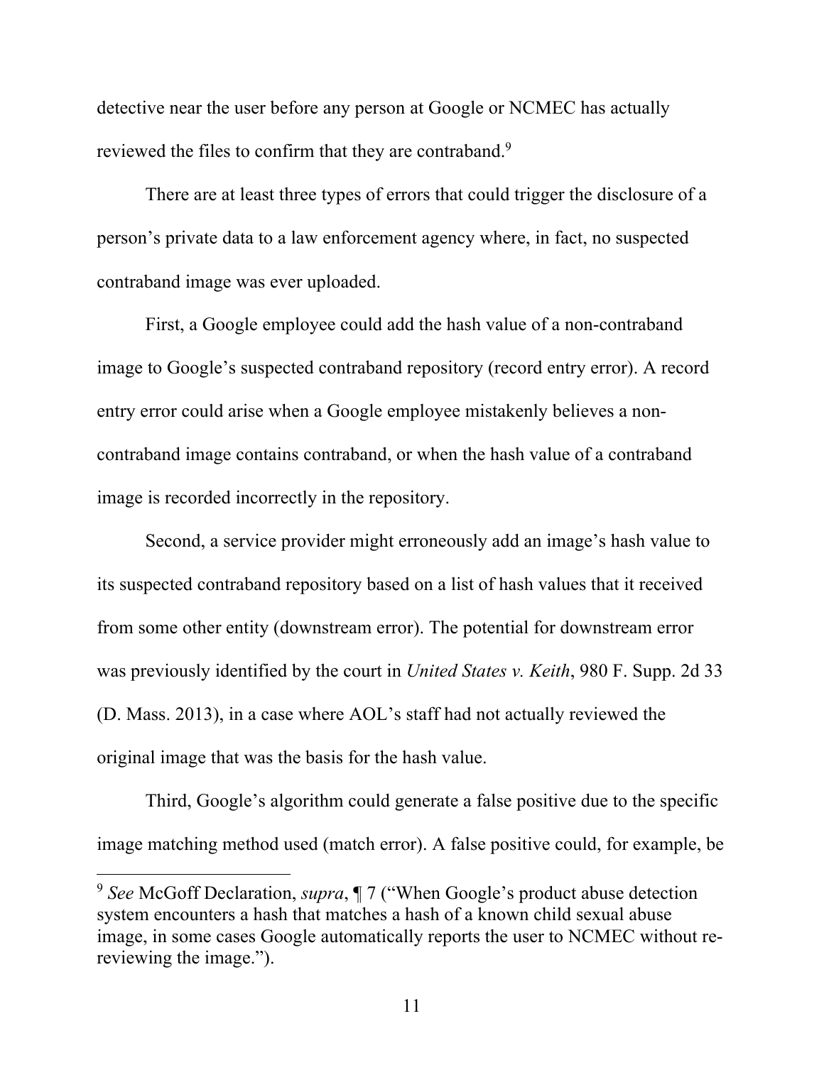detective near the user before any person at Google or NCMEC has actually reviewed the files to confirm that they are contraband.[9]

There are at least three types of errors that could trigger the disclosure of a person's private data to a law enforcement agency where, in fact, no suspected contraband image was ever uploaded.

First, a Google employee could add the hash value of a non-contraband image to Google's suspected contraband repository (record entry error). A record entry error could arise when a Google employee mistakenly believes a non-contraband image contains contraband, or when the hash value of a contraband image is recorded incorrectly in the repository.

Second, a service provider might erroneously add an image's hash value to its suspected contraband repository based on a list of hash values that it received from some other entity (downstream error). The potential for downstream error was previously identified by the court in *United States v. Keith*, 980 F. Supp. 2d 33 (D. Mass. 2013), in a case where AOL's staff had not actually reviewed the original image that was the basis for the hash value.

Third, Google's algorithm could generate a false positive due to the specific image matching method used (match error). A false positive could, for example, be

---

[9] *See* McGoff Declaration, *supra*, ¶ 7 ("When Google's product abuse detection system encounters a hash that matches a hash of a known child sexual abuse image, in some cases Google automatically reports the user to NCMEC without re-reviewing the image.").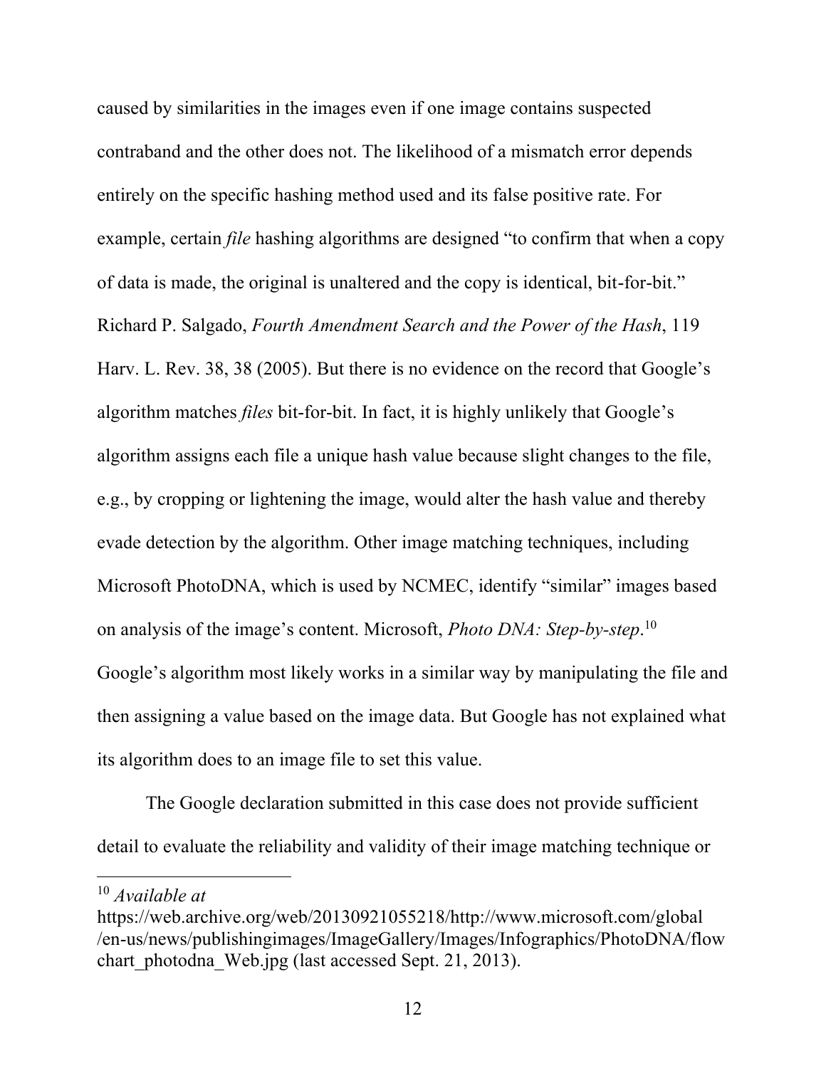caused by similarities in the images even if one image contains suspected contraband and the other does not. The likelihood of a mismatch error depends entirely on the specific hashing method used and its false positive rate. For example, certain *file* hashing algorithms are designed "to confirm that when a copy of data is made, the original is unaltered and the copy is identical, bit-for-bit." Richard P. Salgado, *Fourth Amendment Search and the Power of the Hash*, 119 Harv. L. Rev. 38, 38 (2005). But there is no evidence on the record that Google's algorithm matches *files* bit-for-bit. In fact, it is highly unlikely that Google's algorithm assigns each file a unique hash value because slight changes to the file, e.g., by cropping or lightening the image, would alter the hash value and thereby evade detection by the algorithm. Other image matching techniques, including Microsoft PhotoDNA, which is used by NCMEC, identify "similar" images based on analysis of the image's content. Microsoft, *Photo DNA: Step-by-step*.[10] Google's algorithm most likely works in a similar way by manipulating the file and then assigning a value based on the image data. But Google has not explained what its algorithm does to an image file to set this value.

The Google declaration submitted in this case does not provide sufficient detail to evaluate the reliability and validity of their image matching technique or

---

[10] *Available at* https://web.archive.org/web/20130921055218/http://www.microsoft.com/global/en-us/news/publishingimages/ImageGallery/Images/Infographics/PhotoDNA/flowchart_photodna_Web.jpg (last accessed Sept. 21, 2013).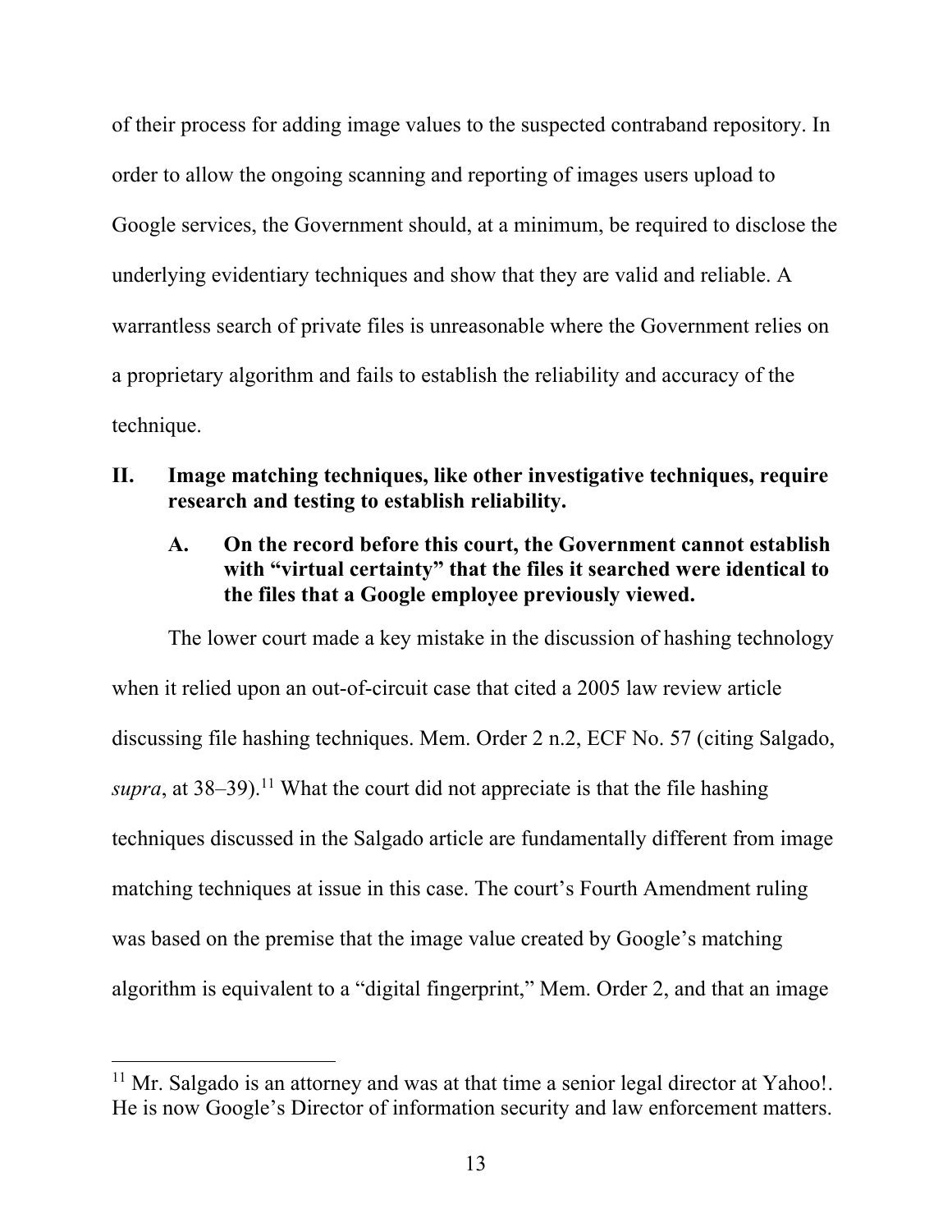of their process for adding image values to the suspected contraband repository. In order to allow the ongoing scanning and reporting of images users upload to Google services, the Government should, at a minimum, be required to disclose the underlying evidentiary techniques and show that they are valid and reliable. A warrantless search of private files is unreasonable where the Government relies on a proprietary algorithm and fails to establish the reliability and accuracy of the technique.

## II. Image matching techniques, like other investigative techniques, require research and testing to establish reliability.

### A. On the record before this court, the Government cannot establish with "virtual certainty" that the files it searched were identical to the files that a Google employee previously viewed.

The lower court made a key mistake in the discussion of hashing technology when it relied upon an out-of-circuit case that cited a 2005 law review article discussing file hashing techniques. Mem. Order 2 n.2, ECF No. 57 (citing Salgado, *supra*, at 38–39).[11] What the court did not appreciate is that the file hashing techniques discussed in the Salgado article are fundamentally different from image matching techniques at issue in this case. The court's Fourth Amendment ruling was based on the premise that the image value created by Google's matching algorithm is equivalent to a "digital fingerprint," Mem. Order 2, and that an image

---

[11] Mr. Salgado is an attorney and was at that time a senior legal director at Yahoo!. He is now Google's Director of information security and law enforcement matters.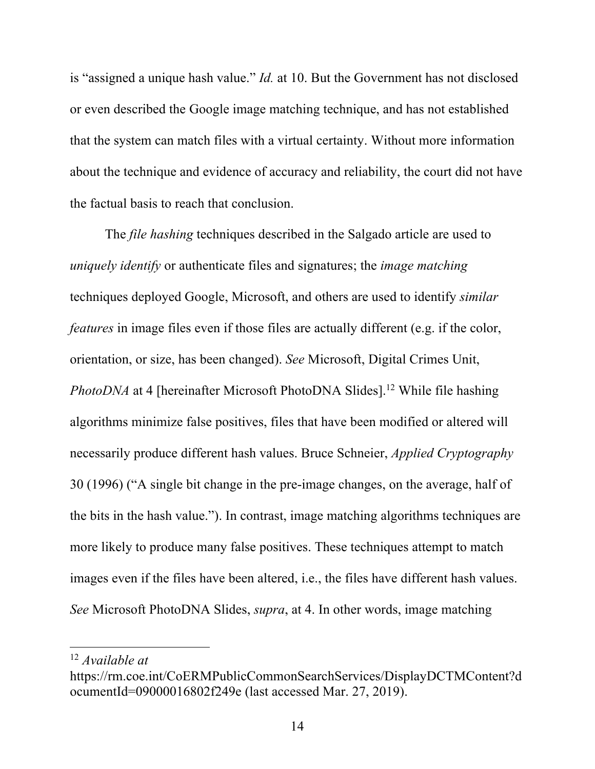is "assigned a unique hash value." *Id.* at 10. But the Government has not disclosed or even described the Google image matching technique, and has not established that the system can match files with a virtual certainty. Without more information about the technique and evidence of accuracy and reliability, the court did not have the factual basis to reach that conclusion.

The *file hashing* techniques described in the Salgado article are used to *uniquely identify* or authenticate files and signatures; the *image matching* techniques deployed Google, Microsoft, and others are used to identify *similar features* in image files even if those files are actually different (e.g. if the color, orientation, or size, has been changed). *See* Microsoft, Digital Crimes Unit, *PhotoDNA* at 4 [hereinafter Microsoft PhotoDNA Slides].[12] While file hashing algorithms minimize false positives, files that have been modified or altered will necessarily produce different hash values. Bruce Schneier, *Applied Cryptography* 30 (1996) ("A single bit change in the pre-image changes, on the average, half of the bits in the hash value."). In contrast, image matching algorithms techniques are more likely to produce many false positives. These techniques attempt to match images even if the files have been altered, i.e., the files have different hash values. *See* Microsoft PhotoDNA Slides, *supra*, at 4. In other words, image matching

---

[12] *Available at* https://rm.coe.int/CoERMPublicCommonSearchServices/DisplayDCTMContent?documentId=09000016802f249e (last accessed Mar. 27, 2019).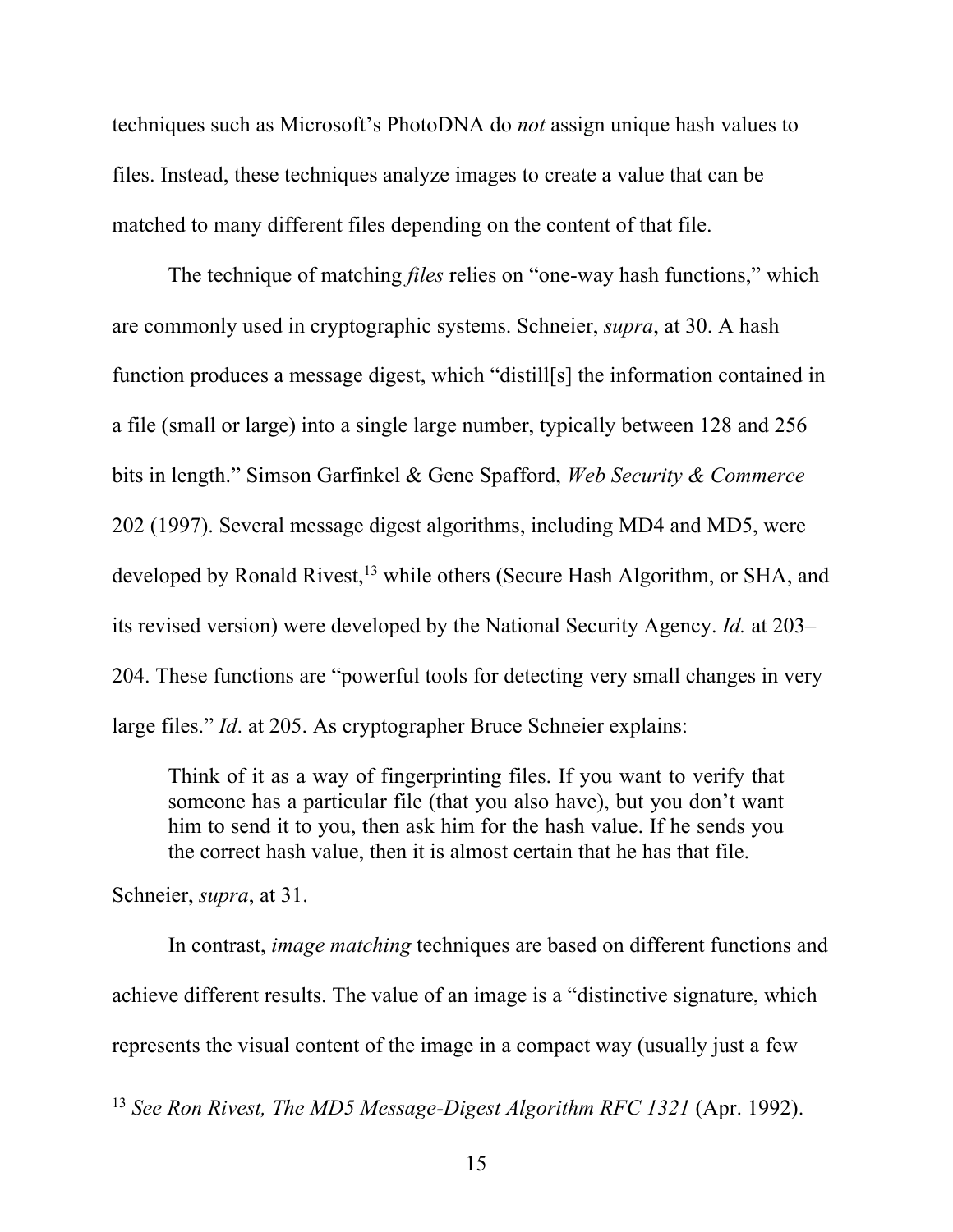techniques such as Microsoft's PhotoDNA do *not* assign unique hash values to files. Instead, these techniques analyze images to create a value that can be matched to many different files depending on the content of that file.

The technique of matching *files* relies on "one-way hash functions," which are commonly used in cryptographic systems. Schneier, *supra*, at 30. A hash function produces a message digest, which "distill[s] the information contained in a file (small or large) into a single large number, typically between 128 and 256 bits in length." Simson Garfinkel & Gene Spafford, *Web Security & Commerce* 202 (1997). Several message digest algorithms, including MD4 and MD5, were developed by Ronald Rivest,[13] while others (Secure Hash Algorithm, or SHA, and its revised version) were developed by the National Security Agency. *Id.* at 203–204. These functions are "powerful tools for detecting very small changes in very large files." *Id*. at 205. As cryptographer Bruce Schneier explains:

> Think of it as a way of fingerprinting files. If you want to verify that someone has a particular file (that you also have), but you don't want him to send it to you, then ask him for the hash value. If he sends you the correct hash value, then it is almost certain that he has that file.

Schneier, *supra*, at 31.

In contrast, *image matching* techniques are based on different functions and achieve different results. The value of an image is a "distinctive signature, which represents the visual content of the image in a compact way (usually just a few

---

[13] *See Ron Rivest, The MD5 Message-Digest Algorithm RFC 1321* (Apr. 1992).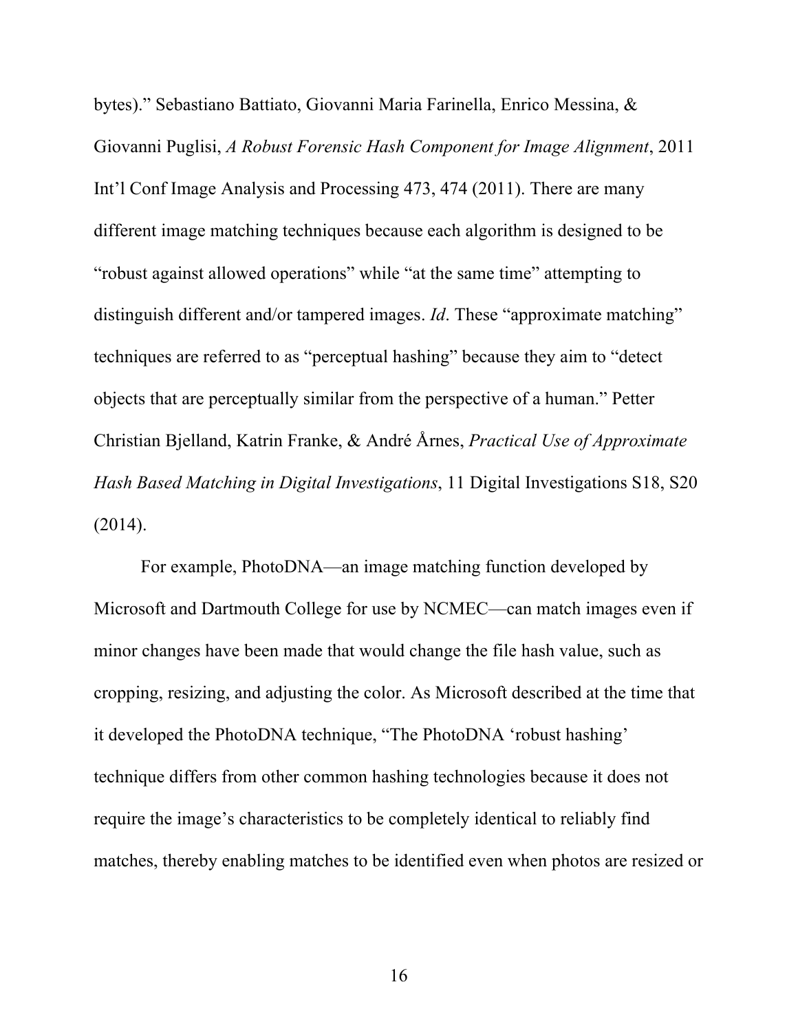bytes)." Sebastiano Battiato, Giovanni Maria Farinella, Enrico Messina, & Giovanni Puglisi, *A Robust Forensic Hash Component for Image Alignment*, 2011 Int'l Conf Image Analysis and Processing 473, 474 (2011). There are many different image matching techniques because each algorithm is designed to be "robust against allowed operations" while "at the same time" attempting to distinguish different and/or tampered images. *Id*. These "approximate matching" techniques are referred to as "perceptual hashing" because they aim to "detect objects that are perceptually similar from the perspective of a human." Petter Christian Bjelland, Katrin Franke, & André Årnes, *Practical Use of Approximate Hash Based Matching in Digital Investigations*, 11 Digital Investigations S18, S20 (2014).

For example, PhotoDNA—an image matching function developed by Microsoft and Dartmouth College for use by NCMEC—can match images even if minor changes have been made that would change the file hash value, such as cropping, resizing, and adjusting the color. As Microsoft described at the time that it developed the PhotoDNA technique, "The PhotoDNA 'robust hashing' technique differs from other common hashing technologies because it does not require the image's characteristics to be completely identical to reliably find matches, thereby enabling matches to be identified even when photos are resized or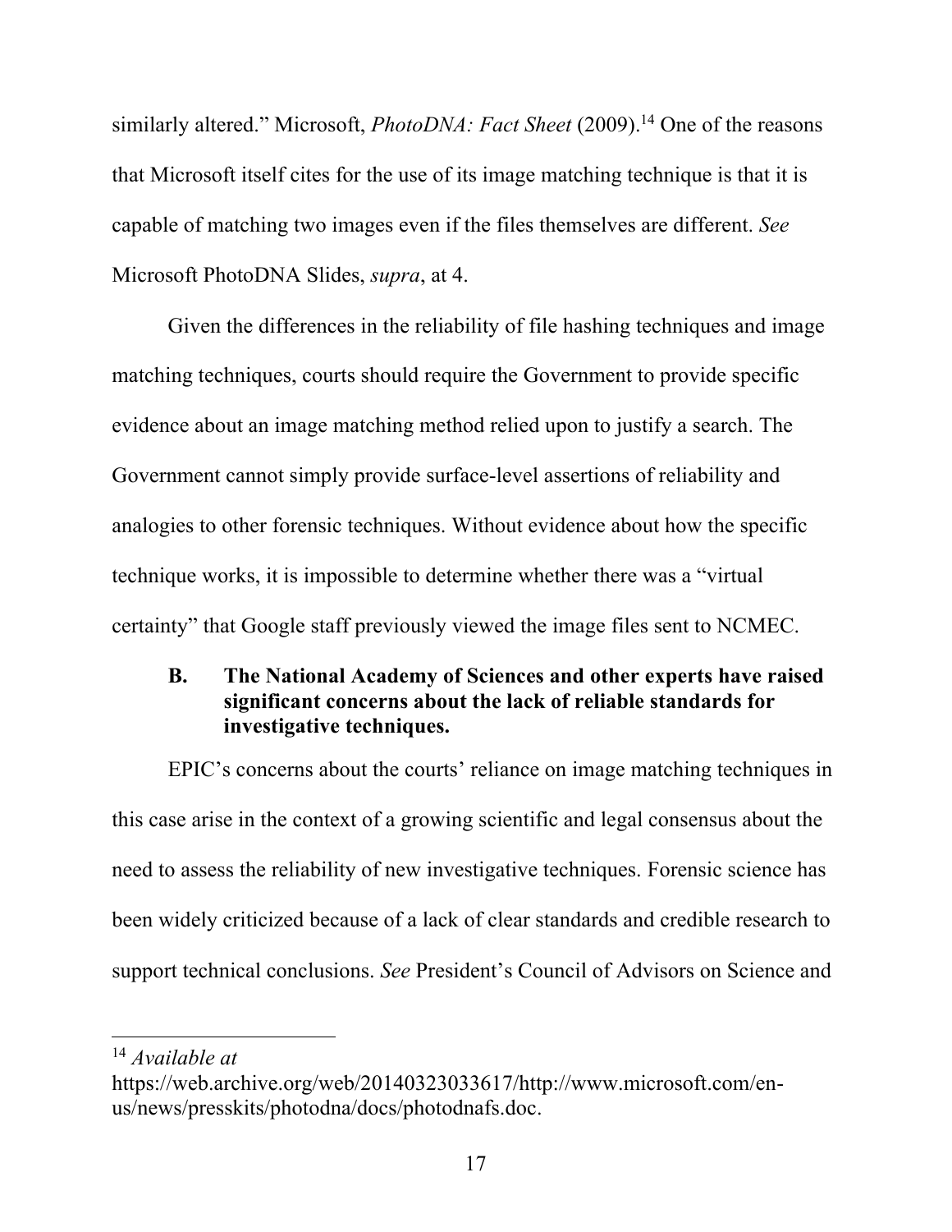similarly altered." Microsoft, *PhotoDNA: Fact Sheet* (2009).[14] One of the reasons that Microsoft itself cites for the use of its image matching technique is that it is capable of matching two images even if the files themselves are different. *See* Microsoft PhotoDNA Slides, *supra*, at 4.

Given the differences in the reliability of file hashing techniques and image matching techniques, courts should require the Government to provide specific evidence about an image matching method relied upon to justify a search. The Government cannot simply provide surface-level assertions of reliability and analogies to other forensic techniques. Without evidence about how the specific technique works, it is impossible to determine whether there was a "virtual certainty" that Google staff previously viewed the image files sent to NCMEC.

### B. The National Academy of Sciences and other experts have raised significant concerns about the lack of reliable standards for investigative techniques.

EPIC's concerns about the courts' reliance on image matching techniques in this case arise in the context of a growing scientific and legal consensus about the need to assess the reliability of new investigative techniques. Forensic science has been widely criticized because of a lack of clear standards and credible research to support technical conclusions. *See* President's Council of Advisors on Science and

---

[14] *Available at* https://web.archive.org/web/20140323033617/http://www.microsoft.com/en-us/news/presskits/photodna/docs/photodnafs.doc.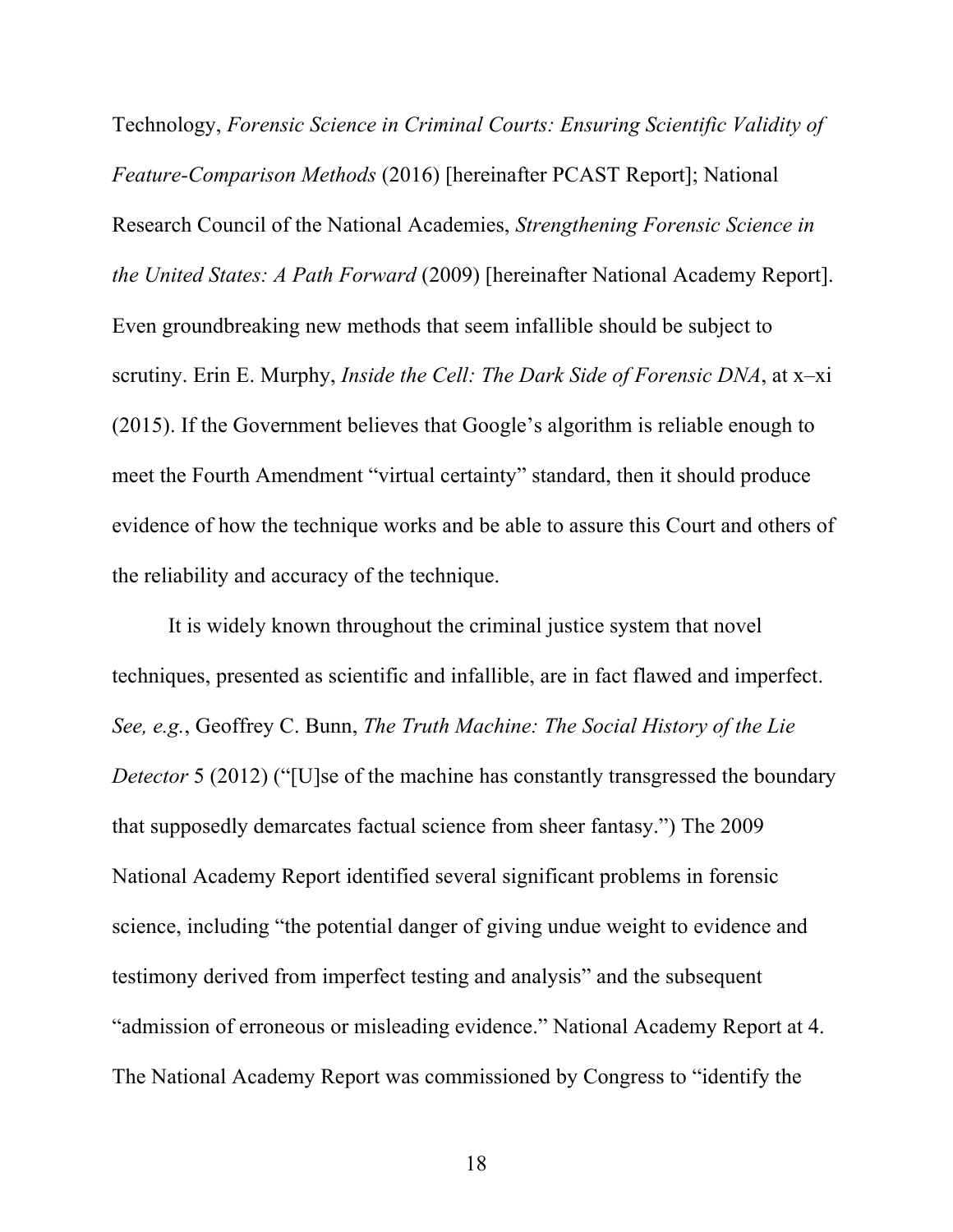Technology, *Forensic Science in Criminal Courts: Ensuring Scientific Validity of Feature-Comparison Methods* (2016) [hereinafter PCAST Report]; National Research Council of the National Academies, *Strengthening Forensic Science in the United States: A Path Forward* (2009) [hereinafter National Academy Report]. Even groundbreaking new methods that seem infallible should be subject to scrutiny. Erin E. Murphy, *Inside the Cell: The Dark Side of Forensic DNA*, at x–xi (2015). If the Government believes that Google's algorithm is reliable enough to meet the Fourth Amendment "virtual certainty" standard, then it should produce evidence of how the technique works and be able to assure this Court and others of the reliability and accuracy of the technique.

It is widely known throughout the criminal justice system that novel techniques, presented as scientific and infallible, are in fact flawed and imperfect. *See, e.g.*, Geoffrey C. Bunn, *The Truth Machine: The Social History of the Lie Detector* 5 (2012) ("[U]se of the machine has constantly transgressed the boundary that supposedly demarcates factual science from sheer fantasy.") The 2009 National Academy Report identified several significant problems in forensic science, including "the potential danger of giving undue weight to evidence and testimony derived from imperfect testing and analysis" and the subsequent "admission of erroneous or misleading evidence." National Academy Report at 4. The National Academy Report was commissioned by Congress to "identify the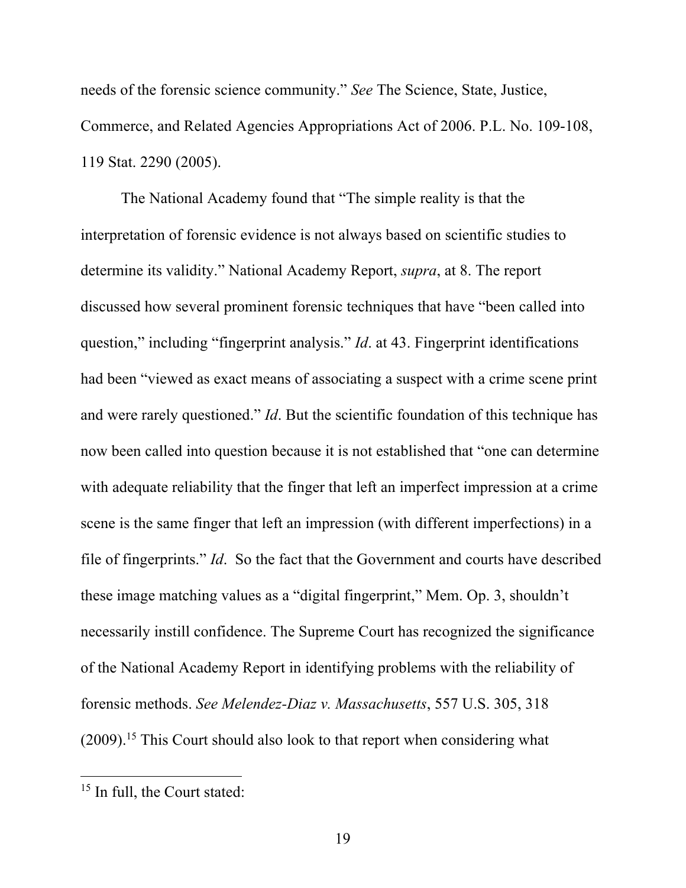needs of the forensic science community." *See* The Science, State, Justice, Commerce, and Related Agencies Appropriations Act of 2006. P.L. No. 109-108, 119 Stat. 2290 (2005).

The National Academy found that "The simple reality is that the interpretation of forensic evidence is not always based on scientific studies to determine its validity." National Academy Report, *supra*, at 8. The report discussed how several prominent forensic techniques that have "been called into question," including "fingerprint analysis." *Id*. at 43. Fingerprint identifications had been "viewed as exact means of associating a suspect with a crime scene print and were rarely questioned." *Id*. But the scientific foundation of this technique has now been called into question because it is not established that "one can determine with adequate reliability that the finger that left an imperfect impression at a crime scene is the same finger that left an impression (with different imperfections) in a file of fingerprints." *Id*. So the fact that the Government and courts have described these image matching values as a "digital fingerprint," Mem. Op. 3, shouldn't necessarily instill confidence. The Supreme Court has recognized the significance of the National Academy Report in identifying problems with the reliability of forensic methods. *See Melendez-Diaz v. Massachusetts*, 557 U.S. 305, 318 (2009).[15] This Court should also look to that report when considering what

[15] In full, the Court stated: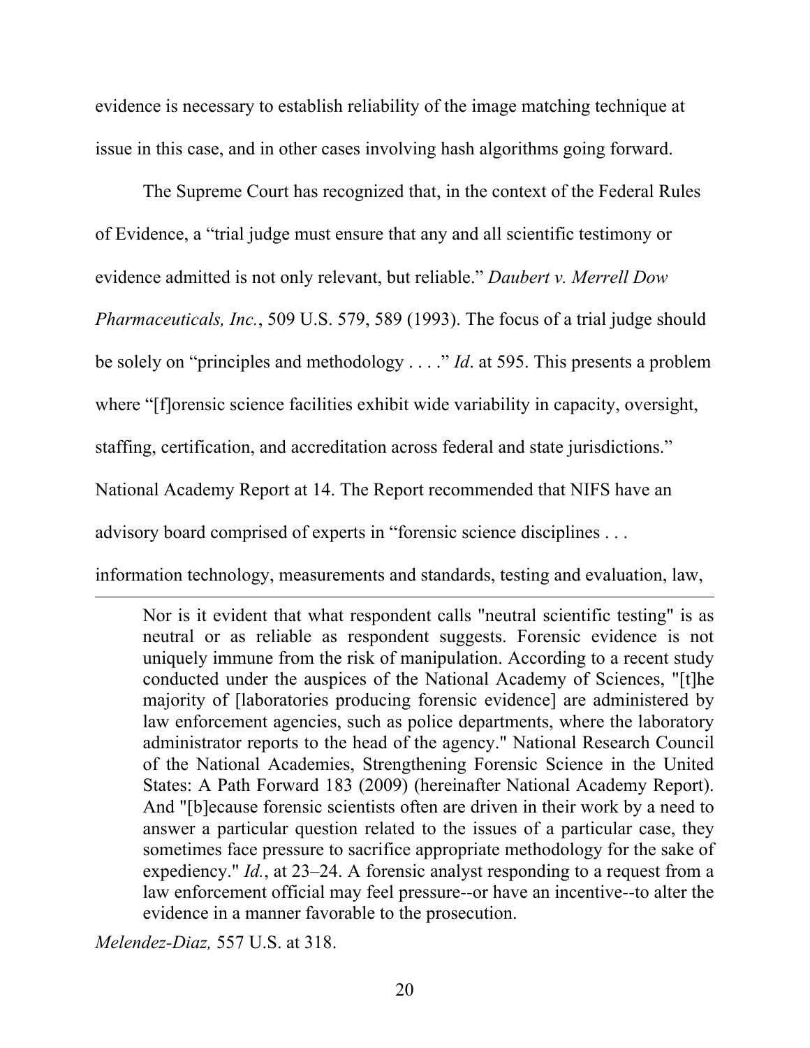evidence is necessary to establish reliability of the image matching technique at issue in this case, and in other cases involving hash algorithms going forward.

The Supreme Court has recognized that, in the context of the Federal Rules of Evidence, a "trial judge must ensure that any and all scientific testimony or evidence admitted is not only relevant, but reliable." *Daubert v. Merrell Dow Pharmaceuticals, Inc.*, 509 U.S. 579, 589 (1993). The focus of a trial judge should be solely on "principles and methodology . . . ." *Id*. at 595. This presents a problem where "[f]orensic science facilities exhibit wide variability in capacity, oversight, staffing, certification, and accreditation across federal and state jurisdictions." National Academy Report at 14. The Report recommended that NIFS have an advisory board comprised of experts in "forensic science disciplines . . . information technology, measurements and standards, testing and evaluation, law,

---

> Nor is it evident that what respondent calls "neutral scientific testing" is as neutral or as reliable as respondent suggests. Forensic evidence is not uniquely immune from the risk of manipulation. According to a recent study conducted under the auspices of the National Academy of Sciences, "[t]he majority of [laboratories producing forensic evidence] are administered by law enforcement agencies, such as police departments, where the laboratory administrator reports to the head of the agency." National Research Council of the National Academies, Strengthening Forensic Science in the United States: A Path Forward 183 (2009) (hereinafter National Academy Report). And "[b]ecause forensic scientists often are driven in their work by a need to answer a particular question related to the issues of a particular case, they sometimes face pressure to sacrifice appropriate methodology for the sake of expediency." *Id.*, at 23–24. A forensic analyst responding to a request from a law enforcement official may feel pressure--or have an incentive--to alter the evidence in a manner favorable to the prosecution.

*Melendez-Diaz,* 557 U.S. at 318.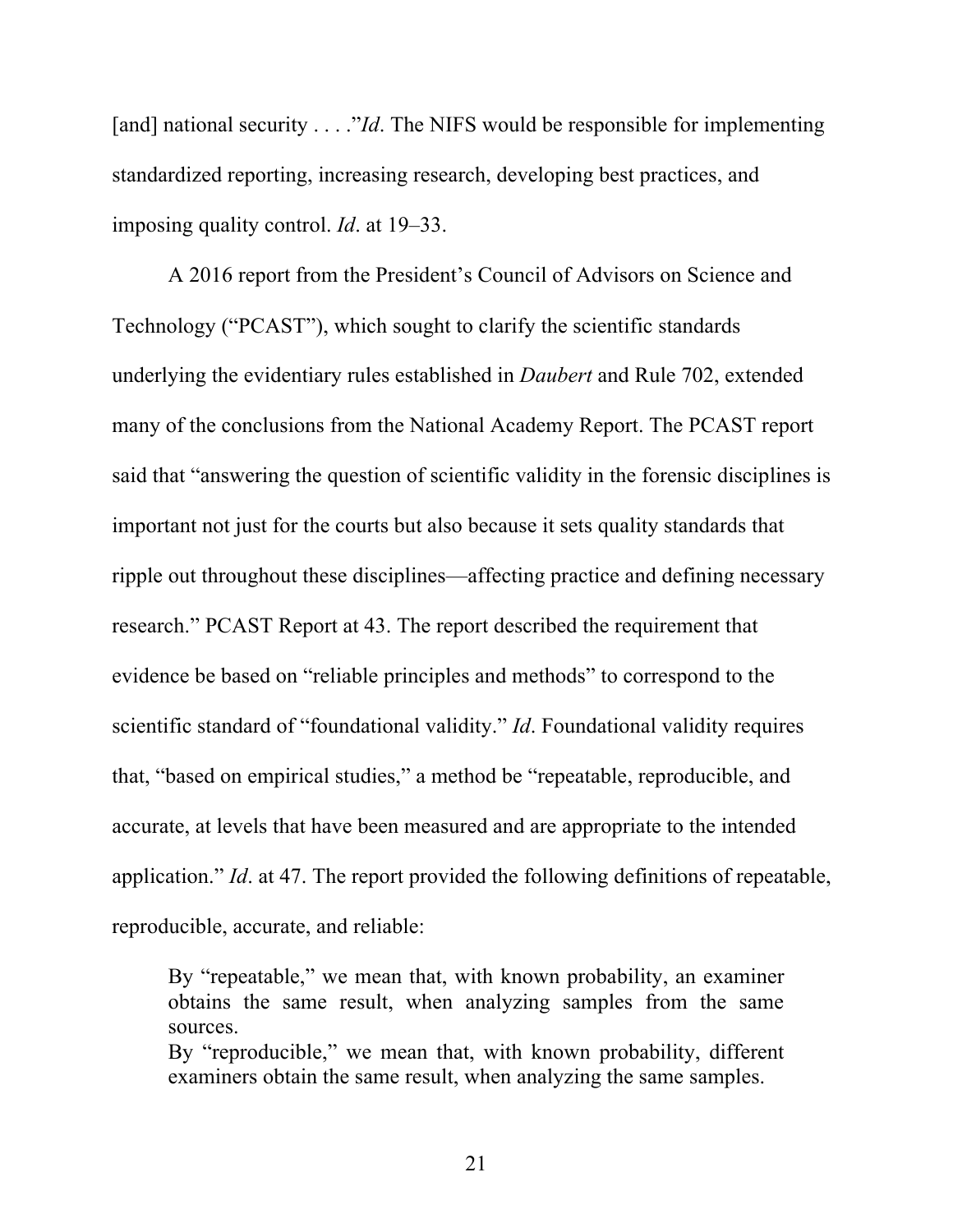[and] national security . . . ."*Id*. The NIFS would be responsible for implementing standardized reporting, increasing research, developing best practices, and imposing quality control. *Id*. at 19–33.

A 2016 report from the President's Council of Advisors on Science and Technology ("PCAST"), which sought to clarify the scientific standards underlying the evidentiary rules established in *Daubert* and Rule 702, extended many of the conclusions from the National Academy Report. The PCAST report said that "answering the question of scientific validity in the forensic disciplines is important not just for the courts but also because it sets quality standards that ripple out throughout these disciplines—affecting practice and defining necessary research." PCAST Report at 43. The report described the requirement that evidence be based on "reliable principles and methods" to correspond to the scientific standard of "foundational validity." *Id*. Foundational validity requires that, "based on empirical studies," a method be "repeatable, reproducible, and accurate, at levels that have been measured and are appropriate to the intended application." *Id*. at 47. The report provided the following definitions of repeatable, reproducible, accurate, and reliable:

> By "repeatable," we mean that, with known probability, an examiner obtains the same result, when analyzing samples from the same sources.
> By "reproducible," we mean that, with known probability, different examiners obtain the same result, when analyzing the same samples.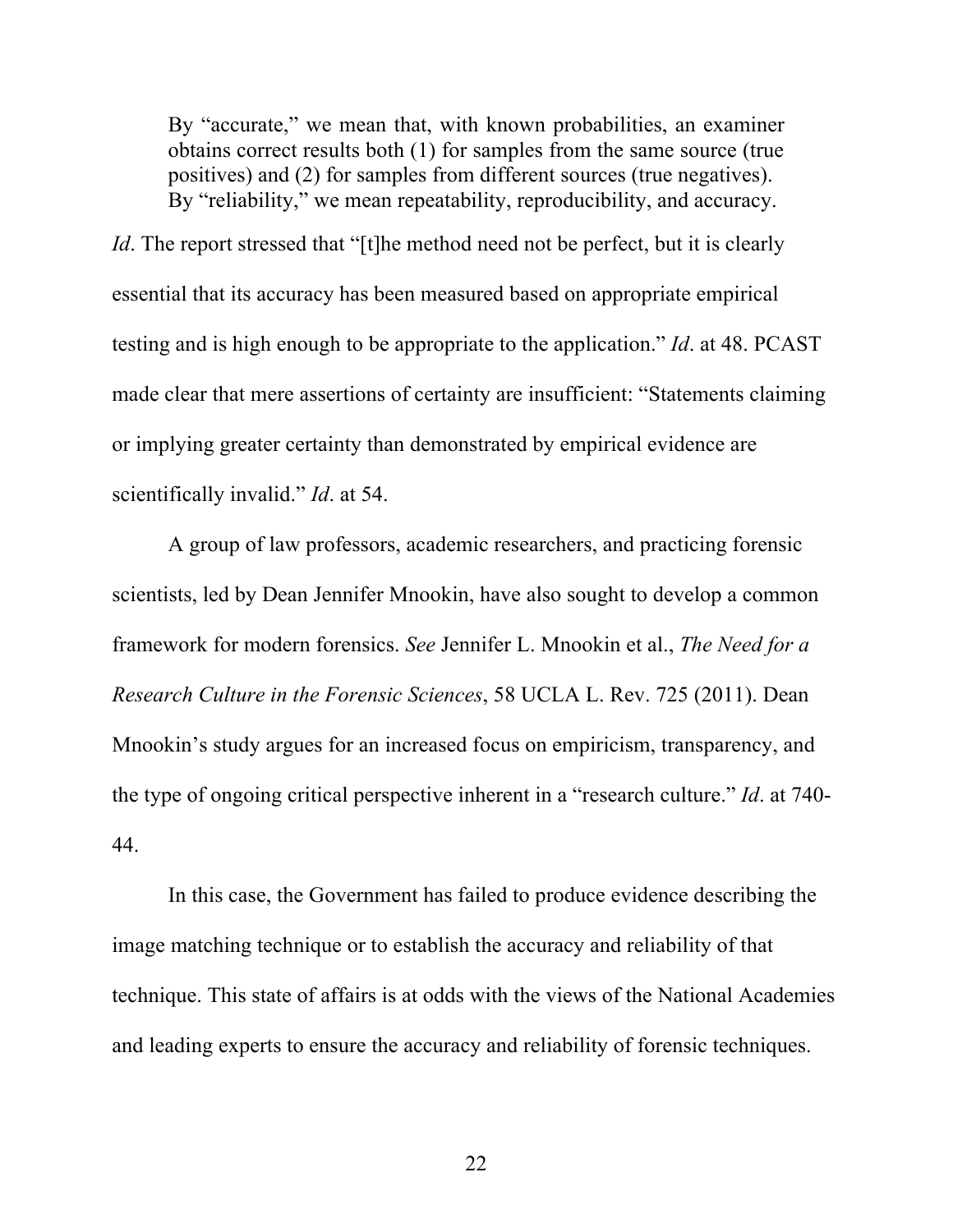> By "accurate," we mean that, with known probabilities, an examiner obtains correct results both (1) for samples from the same source (true positives) and (2) for samples from different sources (true negatives). By "reliability," we mean repeatability, reproducibility, and accuracy.

*Id*. The report stressed that "[t]he method need not be perfect, but it is clearly essential that its accuracy has been measured based on appropriate empirical testing and is high enough to be appropriate to the application." *Id*. at 48. PCAST made clear that mere assertions of certainty are insufficient: "Statements claiming or implying greater certainty than demonstrated by empirical evidence are scientifically invalid." *Id*. at 54.

A group of law professors, academic researchers, and practicing forensic scientists, led by Dean Jennifer Mnookin, have also sought to develop a common framework for modern forensics. *See* Jennifer L. Mnookin et al., *The Need for a Research Culture in the Forensic Sciences*, 58 UCLA L. Rev. 725 (2011). Dean Mnookin's study argues for an increased focus on empiricism, transparency, and the type of ongoing critical perspective inherent in a "research culture." *Id*. at 740-44.

In this case, the Government has failed to produce evidence describing the image matching technique or to establish the accuracy and reliability of that technique. This state of affairs is at odds with the views of the National Academies and leading experts to ensure the accuracy and reliability of forensic techniques.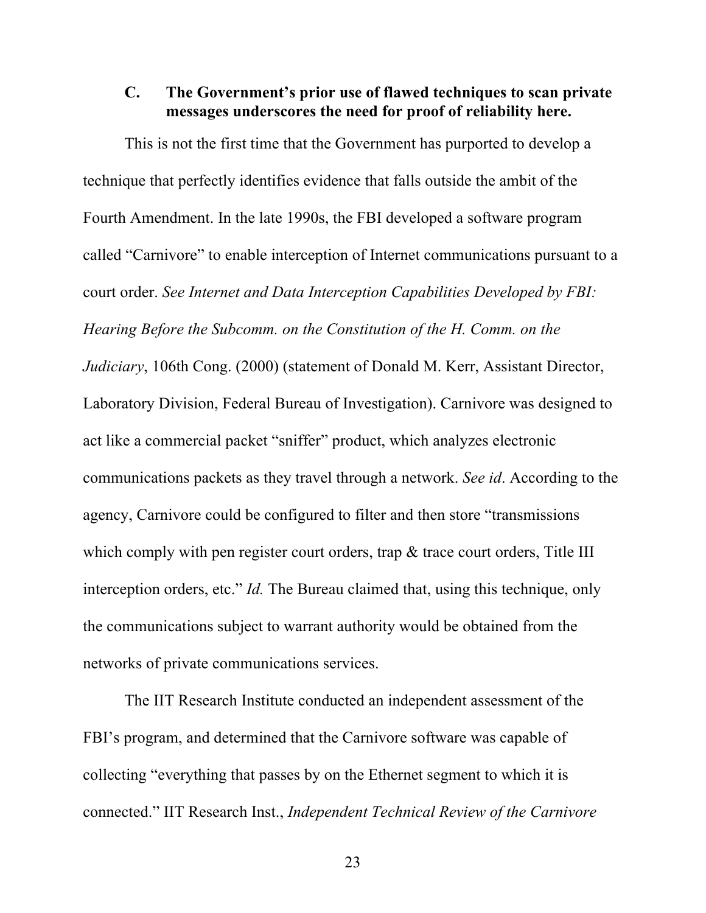### C. The Government's prior use of flawed techniques to scan private messages underscores the need for proof of reliability here.

This is not the first time that the Government has purported to develop a technique that perfectly identifies evidence that falls outside the ambit of the Fourth Amendment. In the late 1990s, the FBI developed a software program called "Carnivore" to enable interception of Internet communications pursuant to a court order. *See Internet and Data Interception Capabilities Developed by FBI: Hearing Before the Subcomm. on the Constitution of the H. Comm. on the Judiciary*, 106th Cong. (2000) (statement of Donald M. Kerr, Assistant Director, Laboratory Division, Federal Bureau of Investigation). Carnivore was designed to act like a commercial packet "sniffer" product, which analyzes electronic communications packets as they travel through a network. *See id*. According to the agency, Carnivore could be configured to filter and then store "transmissions which comply with pen register court orders, trap & trace court orders, Title III interception orders, etc." *Id.* The Bureau claimed that, using this technique, only the communications subject to warrant authority would be obtained from the networks of private communications services.

The IIT Research Institute conducted an independent assessment of the FBI's program, and determined that the Carnivore software was capable of collecting "everything that passes by on the Ethernet segment to which it is connected." IIT Research Inst., *Independent Technical Review of the Carnivore*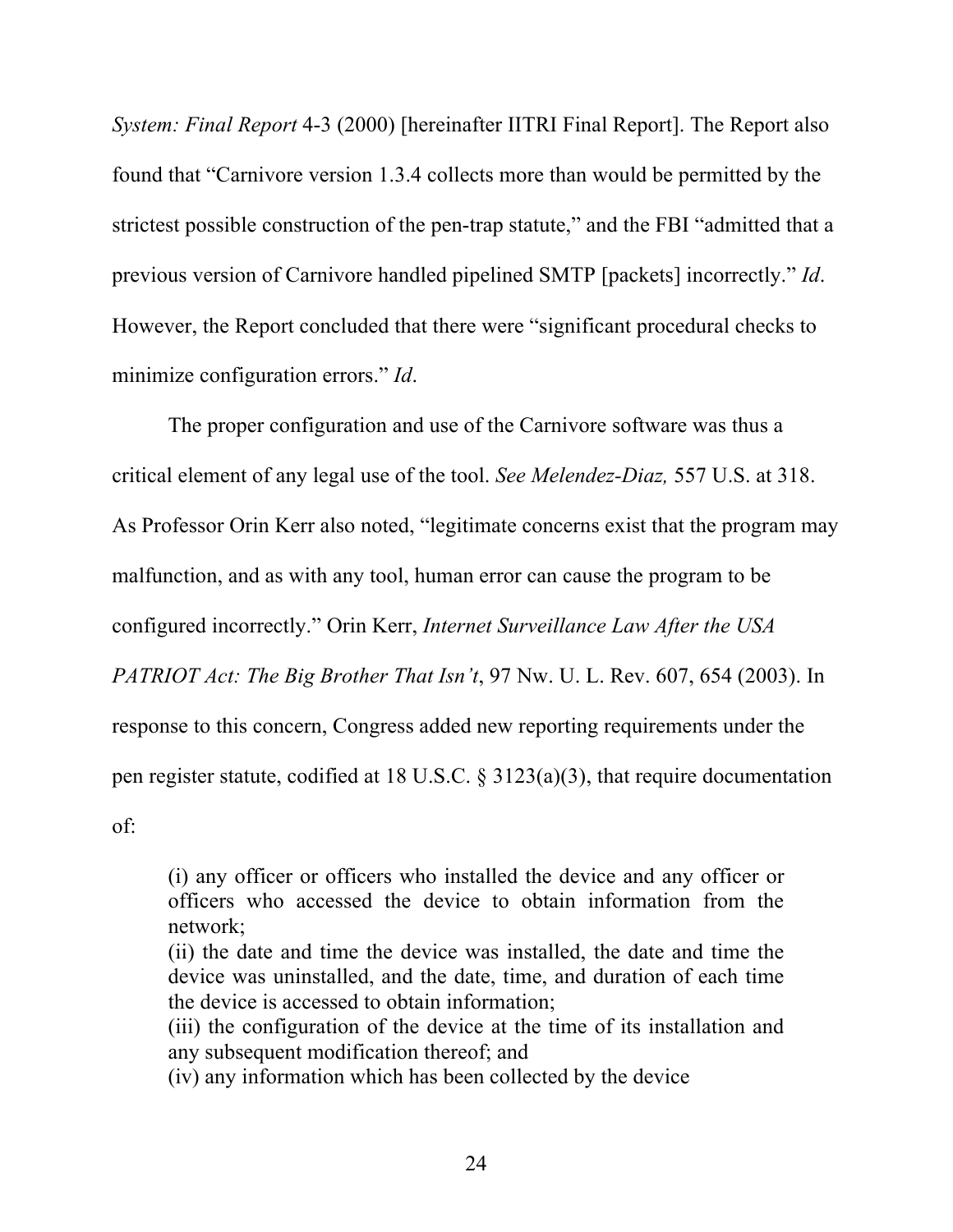*System: Final Report* 4-3 (2000) [hereinafter IITRI Final Report]. The Report also found that "Carnivore version 1.3.4 collects more than would be permitted by the strictest possible construction of the pen-trap statute," and the FBI "admitted that a previous version of Carnivore handled pipelined SMTP [packets] incorrectly." *Id*. However, the Report concluded that there were "significant procedural checks to minimize configuration errors." *Id*.

The proper configuration and use of the Carnivore software was thus a critical element of any legal use of the tool. *See Melendez-Diaz,* 557 U.S. at 318. As Professor Orin Kerr also noted, "legitimate concerns exist that the program may malfunction, and as with any tool, human error can cause the program to be configured incorrectly." Orin Kerr, *Internet Surveillance Law After the USA PATRIOT Act: The Big Brother That Isn't*, 97 Nw. U. L. Rev. 607, 654 (2003). In response to this concern, Congress added new reporting requirements under the pen register statute, codified at 18 U.S.C. § 3123(a)(3), that require documentation of:

> (i) any officer or officers who installed the device and any officer or officers who accessed the device to obtain information from the network;
> (ii) the date and time the device was installed, the date and time the device was uninstalled, and the date, time, and duration of each time the device is accessed to obtain information;
> (iii) the configuration of the device at the time of its installation and any subsequent modification thereof; and
> (iv) any information which has been collected by the device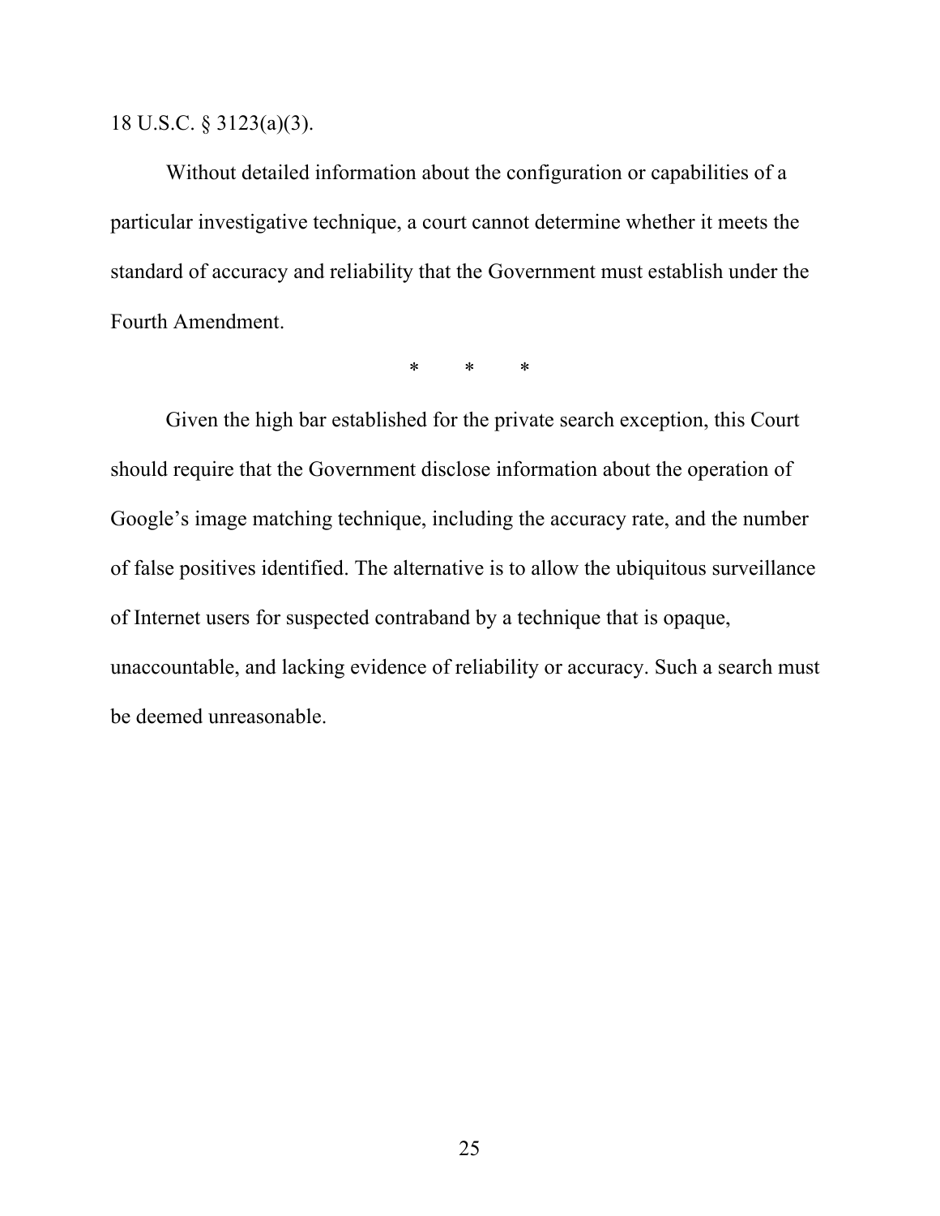18 U.S.C. § 3123(a)(3).

Without detailed information about the configuration or capabilities of a particular investigative technique, a court cannot determine whether it meets the standard of accuracy and reliability that the Government must establish under the Fourth Amendment.

\*   \*   \*

Given the high bar established for the private search exception, this Court should require that the Government disclose information about the operation of Google's image matching technique, including the accuracy rate, and the number of false positives identified. The alternative is to allow the ubiquitous surveillance of Internet users for suspected contraband by a technique that is opaque, unaccountable, and lacking evidence of reliability or accuracy. Such a search must be deemed unreasonable.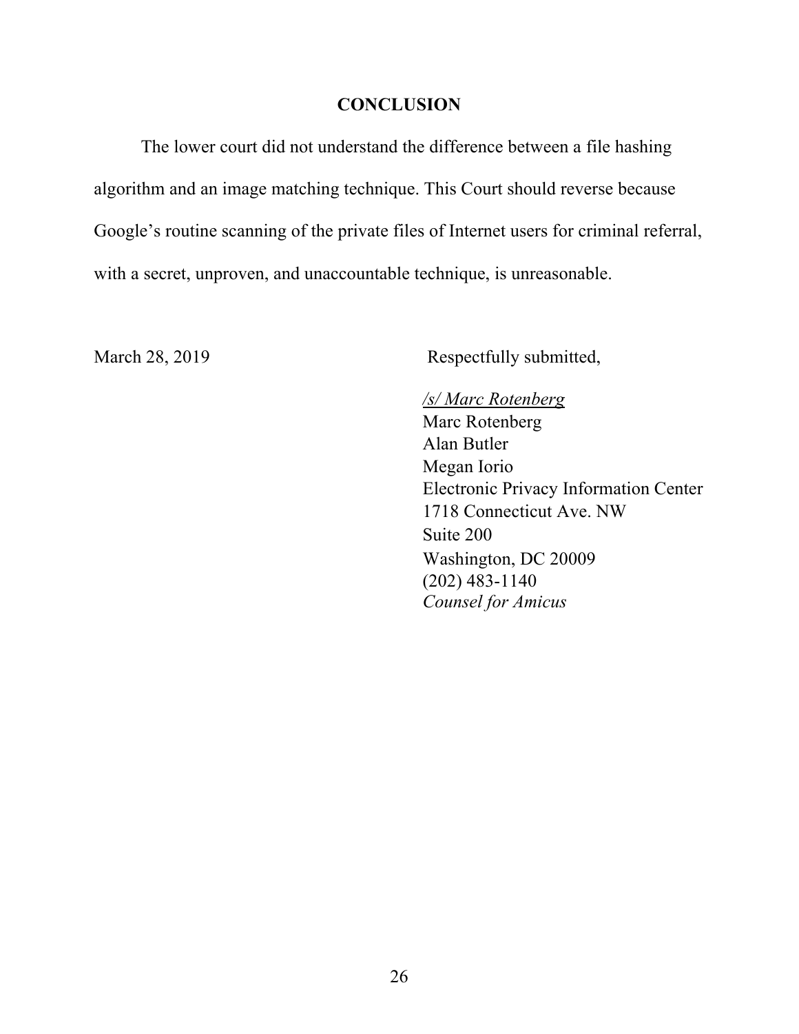## CONCLUSION

The lower court did not understand the difference between a file hashing algorithm and an image matching technique. This Court should reverse because Google's routine scanning of the private files of Internet users for criminal referral, with a secret, unproven, and unaccountable technique, is unreasonable.

March 28, 2019

Respectfully submitted,

*/s/ Marc Rotenberg*
Marc Rotenberg
Alan Butler
Megan Iorio
Electronic Privacy Information Center
1718 Connecticut Ave. NW
Suite 200
Washington, DC 20009
(202) 483-1140
*Counsel for Amicus*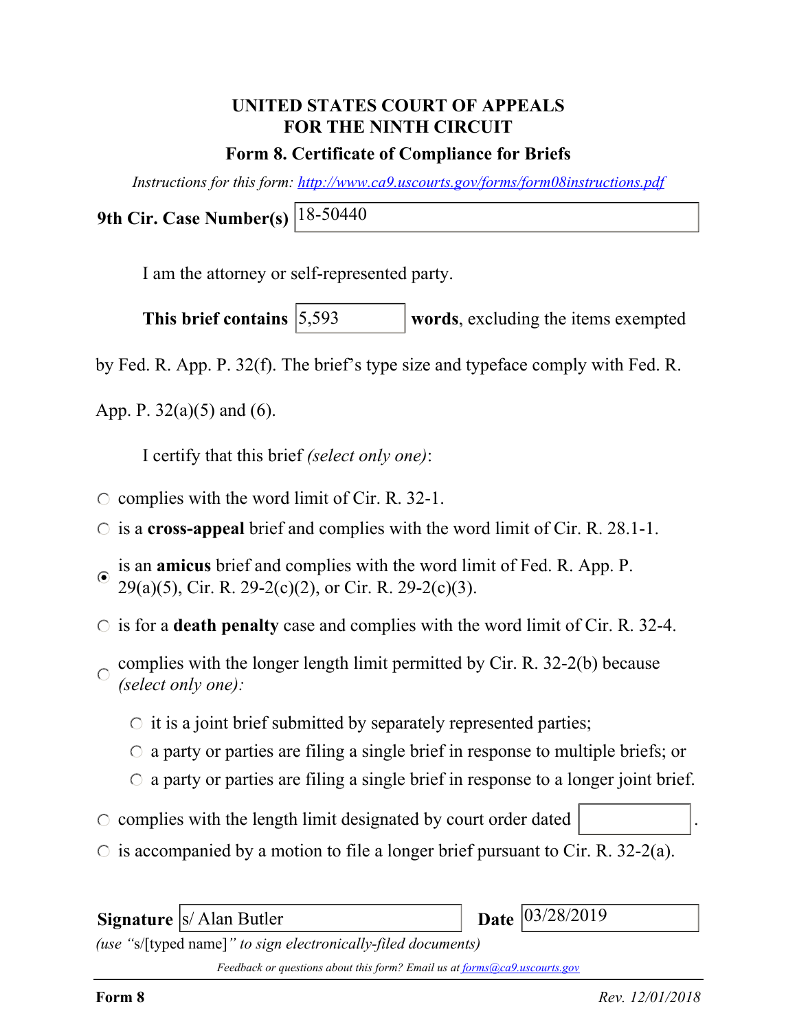# UNITED STATES COURT OF APPEALS
# FOR THE NINTH CIRCUIT

## Form 8. Certificate of Compliance for Briefs

*Instructions for this form: http://www.ca9.uscourts.gov/forms/form08instructions.pdf*

**9th Cir. Case Number(s)** 18-50440

I am the attorney or self-represented party.

**This brief contains** 5,593 **words**, excluding the items exempted by Fed. R. App. P. 32(f). The brief's type size and typeface comply with Fed. R. App. P. 32(a)(5) and (6).

I certify that this brief *(select only one)*:

- ○ complies with the word limit of Cir. R. 32-1.
- ○ is a **cross-appeal** brief and complies with the word limit of Cir. R. 28.1-1.
- ◉ is an **amicus** brief and complies with the word limit of Fed. R. App. P. 29(a)(5), Cir. R. 29-2(c)(2), or Cir. R. 29-2(c)(3).
- ○ is for a **death penalty** case and complies with the word limit of Cir. R. 32-4.
- ○ complies with the longer length limit permitted by Cir. R. 32-2(b) because *(select only one):*
  - ○ it is a joint brief submitted by separately represented parties;
  - ○ a party or parties are filing a single brief in response to multiple briefs; or
  - ○ a party or parties are filing a single brief in response to a longer joint brief.
- ○ complies with the length limit designated by court order dated ______.
- ○ is accompanied by a motion to file a longer brief pursuant to Cir. R. 32-2(a).

**Signature** s/ Alan Butler **Date** 03/28/2019

*(use "s/[typed name]" to sign electronically-filed documents)*

*Feedback or questions about this form? Email us at forms@ca9.uscourts.gov*

**Form 8** *Rev. 12/01/2018*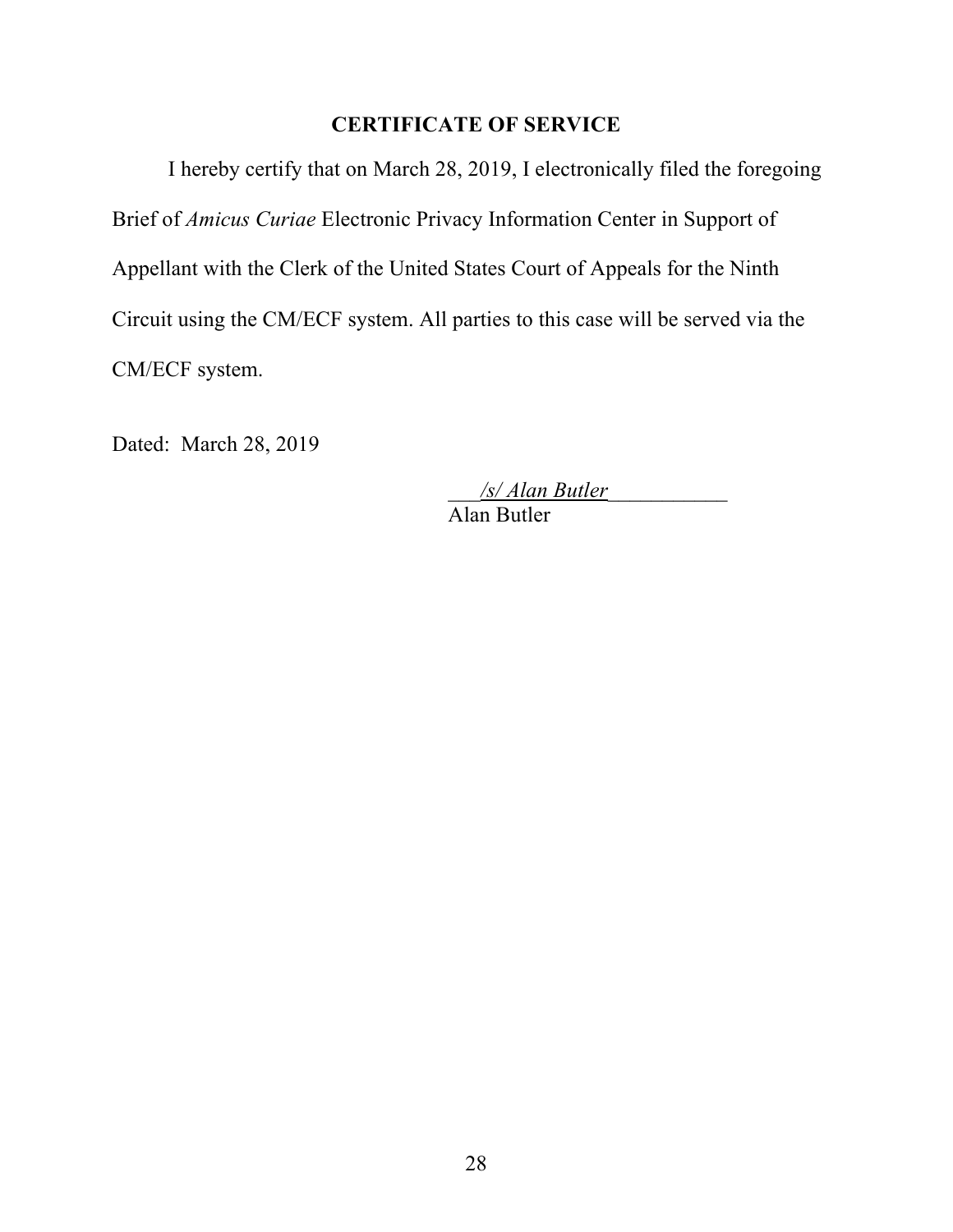## CERTIFICATE OF SERVICE

I hereby certify that on March 28, 2019, I electronically filed the foregoing Brief of *Amicus Curiae* Electronic Privacy Information Center in Support of Appellant with the Clerk of the United States Court of Appeals for the Ninth Circuit using the CM/ECF system. All parties to this case will be served via the CM/ECF system.

Dated: March 28, 2019

*/s/ Alan Butler*
Alan Butler